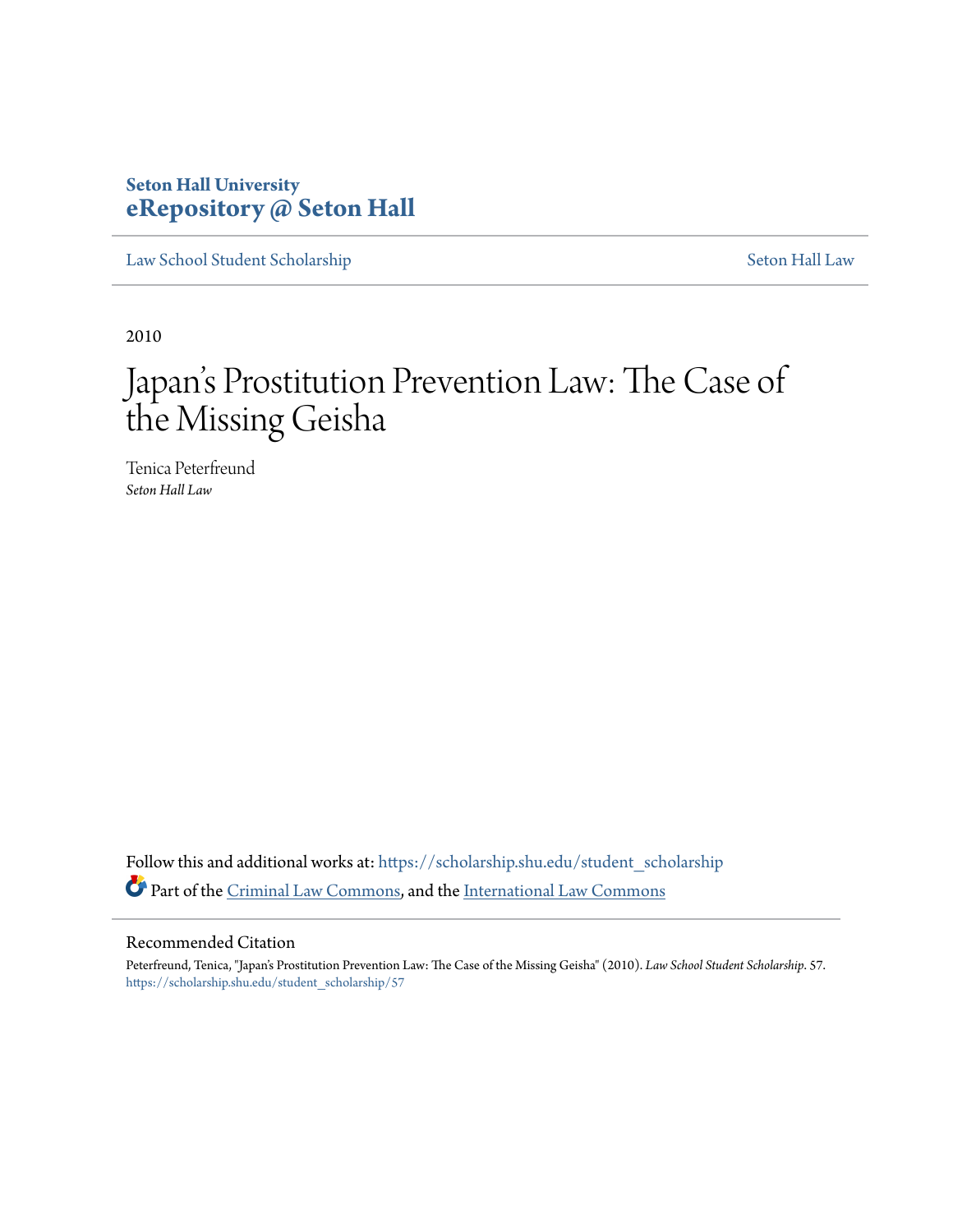Seton Hall University
**eRepository @ Seton Hall**

Law School Student Scholarship | Seton Hall Law

2010

# Japan's Prostitution Prevention Law: The Case of the Missing Geisha

Tenica Peterfreund
*Seton Hall Law*

Follow this and additional works at: https://scholarship.shu.edu/student_scholarship

Part of the Criminal Law Commons, and the International Law Commons

## Recommended Citation

Peterfreund, Tenica, "Japan's Prostitution Prevention Law: The Case of the Missing Geisha" (2010). *Law School Student Scholarship*. 57.
https://scholarship.shu.edu/student_scholarship/57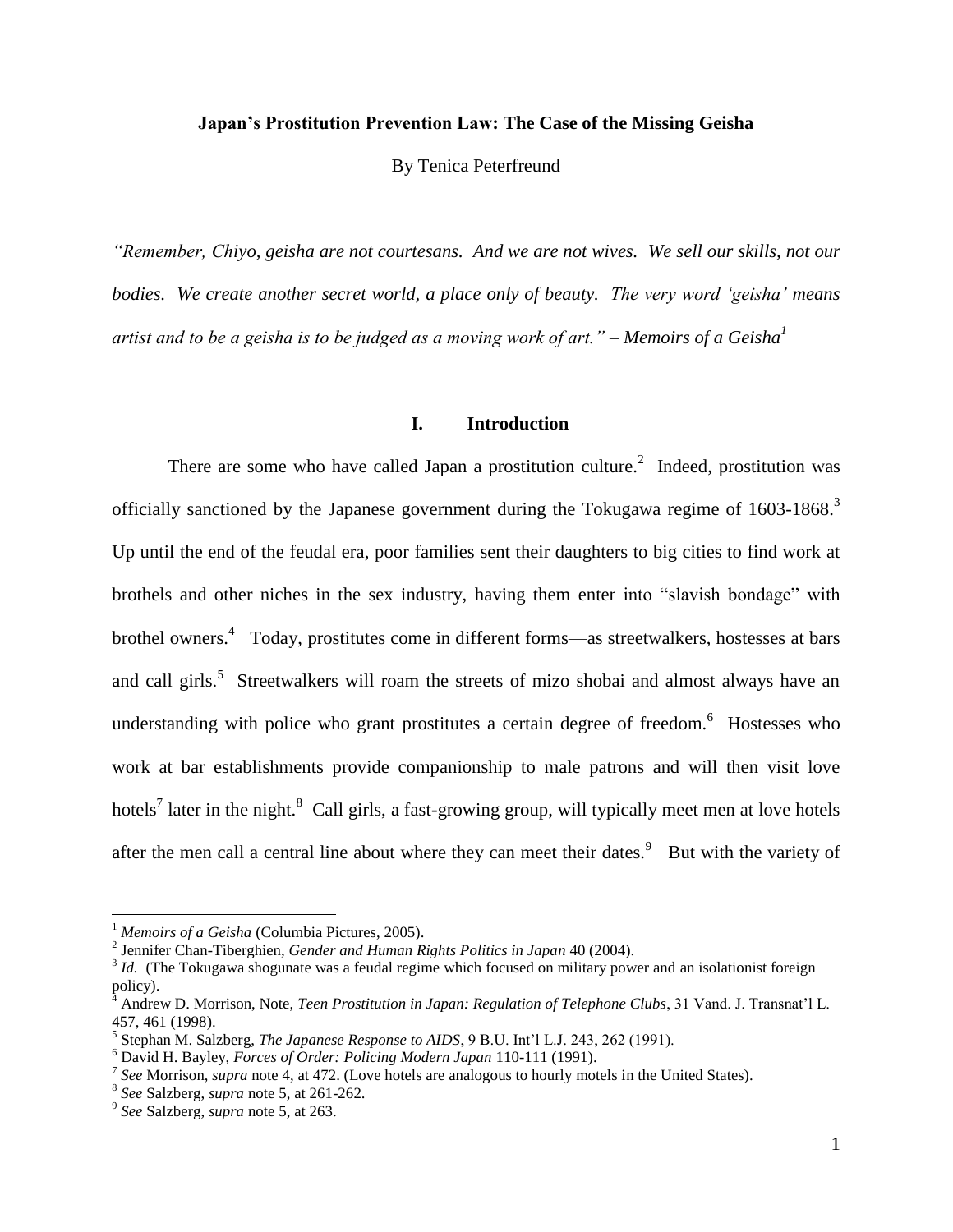**Japan's Prostitution Prevention Law: The Case of the Missing Geisha**

By Tenica Peterfreund

*"Remember, Chiyo, geisha are not courtesans. And we are not wives. We sell our skills, not our bodies. We create another secret world, a place only of beauty. The very word 'geisha' means artist and to be a geisha is to be judged as a moving work of art." – Memoirs of a Geisha*[1]

## I. Introduction

There are some who have called Japan a prostitution culture.[2] Indeed, prostitution was officially sanctioned by the Japanese government during the Tokugawa regime of 1603-1868.[3] Up until the end of the feudal era, poor families sent their daughters to big cities to find work at brothels and other niches in the sex industry, having them enter into "slavish bondage" with brothel owners.[4] Today, prostitutes come in different forms—as streetwalkers, hostesses at bars and call girls.[5] Streetwalkers will roam the streets of mizo shobai and almost always have an understanding with police who grant prostitutes a certain degree of freedom.[6] Hostesses who work at bar establishments provide companionship to male patrons and will then visit love hotels[7] later in the night.[8] Call girls, a fast-growing group, will typically meet men at love hotels after the men call a central line about where they can meet their dates.[9] But with the variety of

---

[1] *Memoirs of a Geisha* (Columbia Pictures, 2005).
[2] Jennifer Chan-Tiberghien, *Gender and Human Rights Politics in Japan* 40 (2004).
[3] *Id.* (The Tokugawa shogunate was a feudal regime which focused on military power and an isolationist foreign policy).
[4] Andrew D. Morrison, Note, *Teen Prostitution in Japan: Regulation of Telephone Clubs*, 31 Vand. J. Transnat'l L. 457, 461 (1998).
[5] Stephan M. Salzberg, *The Japanese Response to AIDS*, 9 B.U. Int'l L.J. 243, 262 (1991).
[6] David H. Bayley, *Forces of Order: Policing Modern Japan* 110-111 (1991).
[7] *See* Morrison, *supra* note 4, at 472. (Love hotels are analogous to hourly motels in the United States).
[8] *See* Salzberg, *supra* note 5, at 261-262.
[9] *See* Salzberg, *supra* note 5, at 263.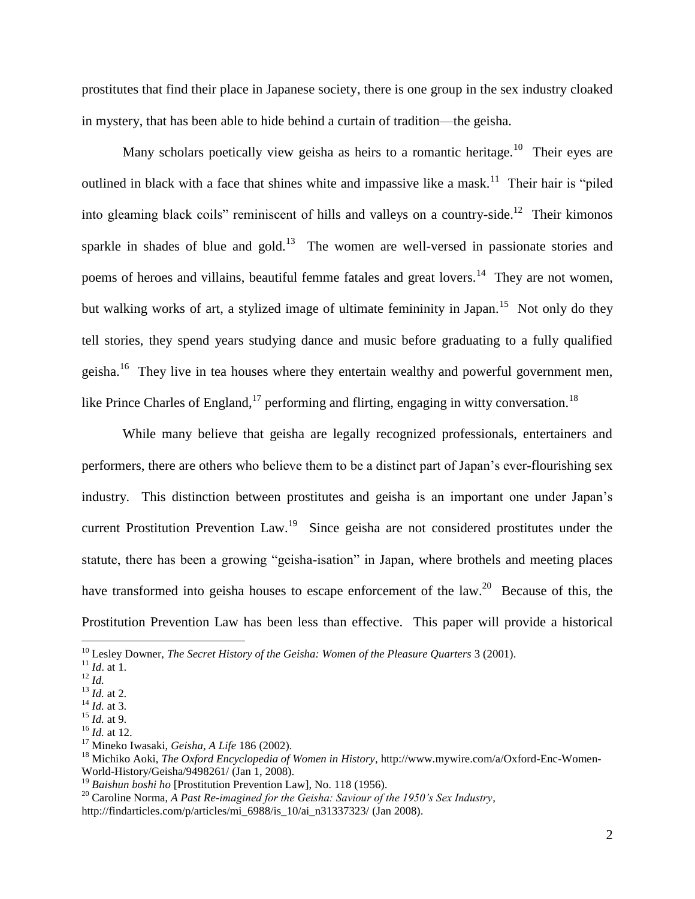prostitutes that find their place in Japanese society, there is one group in the sex industry cloaked in mystery, that has been able to hide behind a curtain of tradition—the geisha.

Many scholars poetically view geisha as heirs to a romantic heritage.[10] Their eyes are outlined in black with a face that shines white and impassive like a mask.[11] Their hair is "piled into gleaming black coils" reminiscent of hills and valleys on a country-side.[12] Their kimonos sparkle in shades of blue and gold.[13] The women are well-versed in passionate stories and poems of heroes and villains, beautiful femme fatales and great lovers.[14] They are not women, but walking works of art, a stylized image of ultimate femininity in Japan.[15] Not only do they tell stories, they spend years studying dance and music before graduating to a fully qualified geisha.[16] They live in tea houses where they entertain wealthy and powerful government men, like Prince Charles of England,[17] performing and flirting, engaging in witty conversation.[18]

While many believe that geisha are legally recognized professionals, entertainers and performers, there are others who believe them to be a distinct part of Japan's ever-flourishing sex industry. This distinction between prostitutes and geisha is an important one under Japan's current Prostitution Prevention Law.[19] Since geisha are not considered prostitutes under the statute, there has been a growing "geisha-isation" in Japan, where brothels and meeting places have transformed into geisha houses to escape enforcement of the law.[20] Because of this, the Prostitution Prevention Law has been less than effective. This paper will provide a historical

---

[10] Lesley Downer, *The Secret History of the Geisha: Women of the Pleasure Quarters* 3 (2001).

[11] *Id*. at 1.

[12] *Id.*

[13] *Id.* at 2.

[14] *Id.* at 3.

[15] *Id.* at 9.

[16] *Id.* at 12.

[17] Mineko Iwasaki, *Geisha, A Life* 186 (2002).

[18] Michiko Aoki, *The Oxford Encyclopedia of Women in History*, http://www.mywire.com/a/Oxford-Enc-Women-World-History/Geisha/9498261/ (Jan 1, 2008).

[19] *Baishun boshi ho* [Prostitution Prevention Law], No. 118 (1956).

[20] Caroline Norma, *A Past Re-imagined for the Geisha: Saviour of the 1950's Sex Industry*, http://findarticles.com/p/articles/mi_6988/is_10/ai_n31337323/ (Jan 2008).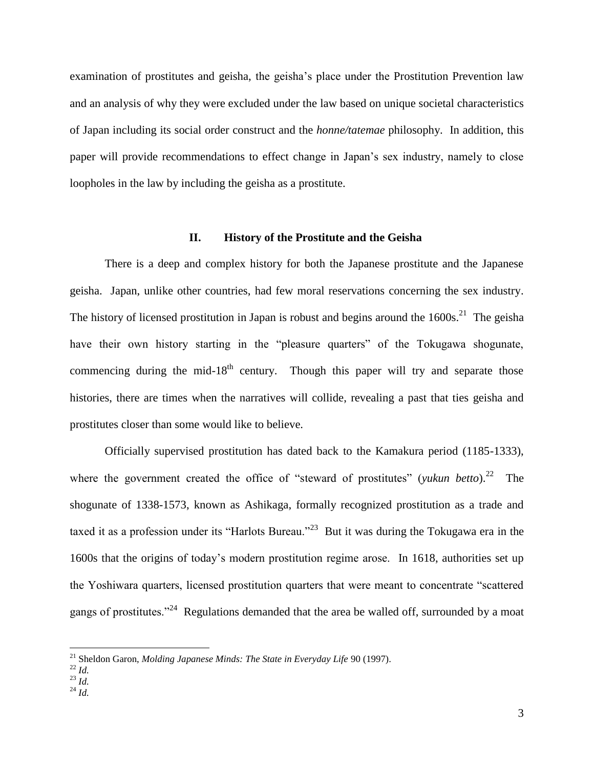examination of prostitutes and geisha, the geisha's place under the Prostitution Prevention law and an analysis of why they were excluded under the law based on unique societal characteristics of Japan including its social order construct and the *honne/tatemae* philosophy. In addition, this paper will provide recommendations to effect change in Japan's sex industry, namely to close loopholes in the law by including the geisha as a prostitute.

## II. History of the Prostitute and the Geisha

There is a deep and complex history for both the Japanese prostitute and the Japanese geisha. Japan, unlike other countries, had few moral reservations concerning the sex industry. The history of licensed prostitution in Japan is robust and begins around the 1600s.[21] The geisha have their own history starting in the "pleasure quarters" of the Tokugawa shogunate, commencing during the mid-18th century. Though this paper will try and separate those histories, there are times when the narratives will collide, revealing a past that ties geisha and prostitutes closer than some would like to believe.

Officially supervised prostitution has dated back to the Kamakura period (1185-1333), where the government created the office of "steward of prostitutes" (*yukun betto*).[22] The shogunate of 1338-1573, known as Ashikaga, formally recognized prostitution as a trade and taxed it as a profession under its "Harlots Bureau."[23] But it was during the Tokugawa era in the 1600s that the origins of today's modern prostitution regime arose. In 1618, authorities set up the Yoshiwara quarters, licensed prostitution quarters that were meant to concentrate "scattered gangs of prostitutes."[24] Regulations demanded that the area be walled off, surrounded by a moat

---

[21] Sheldon Garon, *Molding Japanese Minds: The State in Everyday Life* 90 (1997).
[22] *Id.*
[23] *Id.*
[24] *Id.*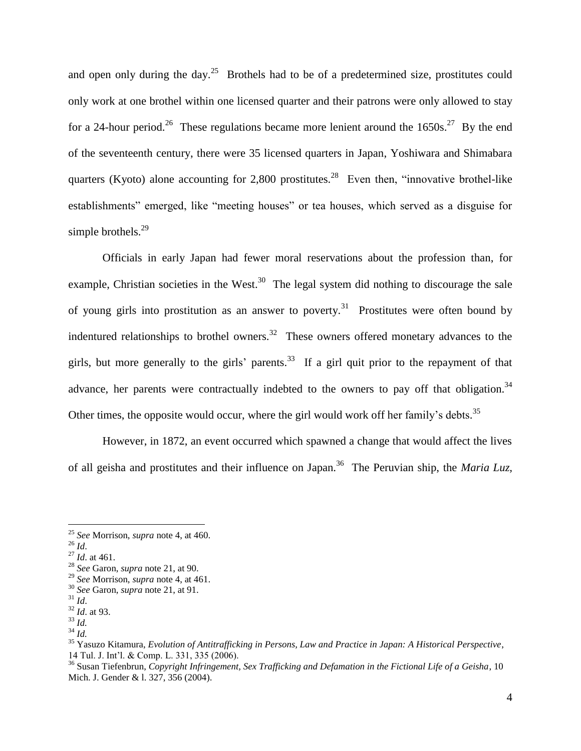and open only during the day.[25] Brothels had to be of a predetermined size, prostitutes could only work at one brothel within one licensed quarter and their patrons were only allowed to stay for a 24-hour period.[26] These regulations became more lenient around the 1650s.[27] By the end of the seventeenth century, there were 35 licensed quarters in Japan, Yoshiwara and Shimabara quarters (Kyoto) alone accounting for 2,800 prostitutes.[28] Even then, "innovative brothel-like establishments" emerged, like "meeting houses" or tea houses, which served as a disguise for simple brothels.[29]

Officials in early Japan had fewer moral reservations about the profession than, for example, Christian societies in the West.[30] The legal system did nothing to discourage the sale of young girls into prostitution as an answer to poverty.[31] Prostitutes were often bound by indentured relationships to brothel owners.[32] These owners offered monetary advances to the girls, but more generally to the girls' parents.[33] If a girl quit prior to the repayment of that advance, her parents were contractually indebted to the owners to pay off that obligation.[34] Other times, the opposite would occur, where the girl would work off her family's debts.[35]

However, in 1872, an event occurred which spawned a change that would affect the lives of all geisha and prostitutes and their influence on Japan.[36] The Peruvian ship, the *Maria Luz,*

---

[25] *See* Morrison, *supra* note 4, at 460.

[26] *Id*.

[27] *Id*. at 461.

[28] *See* Garon, *supra* note 21, at 90.

[29] *See* Morrison, *supra* note 4, at 461.

[30] *See* Garon, *supra* note 21, at 91.

[31] *Id*.

[32] *Id*. at 93.

[33] *Id.*

[34] *Id.*

[35] Yasuzo Kitamura, *Evolution of Antitrafficking in Persons, Law and Practice in Japan: A Historical Perspective*, 14 Tul. J. Int'l. & Comp. L. 331, 335 (2006).

[36] Susan Tiefenbrun, *Copyright Infringement, Sex Trafficking and Defamation in the Fictional Life of a Geisha*, 10 Mich. J. Gender & l. 327, 356 (2004).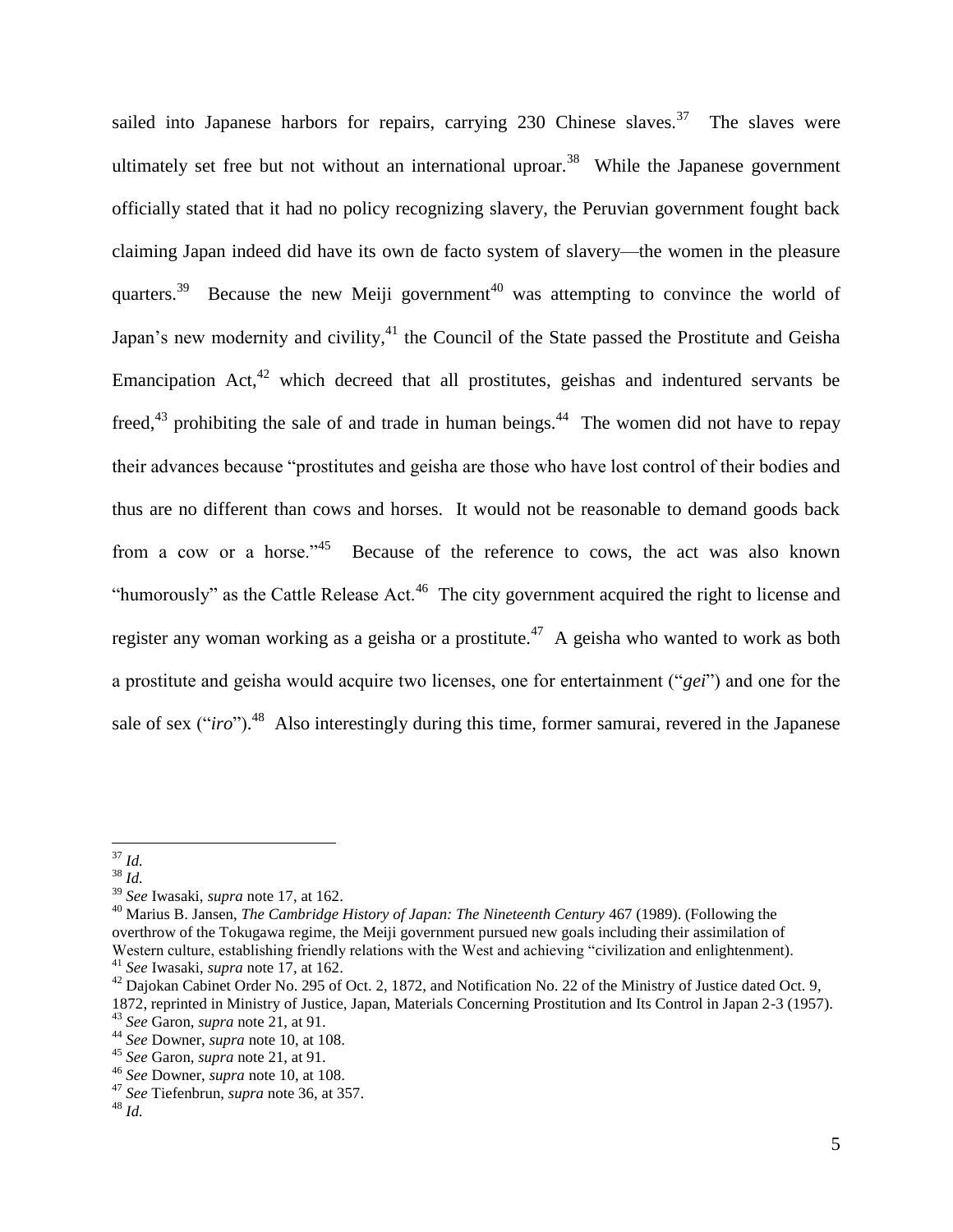sailed into Japanese harbors for repairs, carrying 230 Chinese slaves.[37] The slaves were ultimately set free but not without an international uproar.[38] While the Japanese government officially stated that it had no policy recognizing slavery, the Peruvian government fought back claiming Japan indeed did have its own de facto system of slavery—the women in the pleasure quarters.[39] Because the new Meiji government[40] was attempting to convince the world of Japan's new modernity and civility,[41] the Council of the State passed the Prostitute and Geisha Emancipation Act,[42] which decreed that all prostitutes, geishas and indentured servants be freed,[43] prohibiting the sale of and trade in human beings.[44] The women did not have to repay their advances because "prostitutes and geisha are those who have lost control of their bodies and thus are no different than cows and horses. It would not be reasonable to demand goods back from a cow or a horse."[45] Because of the reference to cows, the act was also known "humorously" as the Cattle Release Act.[46] The city government acquired the right to license and register any woman working as a geisha or a prostitute.[47] A geisha who wanted to work as both a prostitute and geisha would acquire two licenses, one for entertainment ("*gei*") and one for the sale of sex ("*iro*").[48] Also interestingly during this time, former samurai, revered in the Japanese

---

[37] *Id.*

[38] *Id.*

[39] *See* Iwasaki, *supra* note 17, at 162.

[40] Marius B. Jansen, *The Cambridge History of Japan: The Nineteenth Century* 467 (1989). (Following the overthrow of the Tokugawa regime, the Meiji government pursued new goals including their assimilation of Western culture, establishing friendly relations with the West and achieving "civilization and enlightenment).

[41] *See* Iwasaki, *supra* note 17, at 162.

[42] Dajokan Cabinet Order No. 295 of Oct. 2, 1872, and Notification No. 22 of the Ministry of Justice dated Oct. 9, 1872, reprinted in Ministry of Justice, Japan, Materials Concerning Prostitution and Its Control in Japan 2-3 (1957).

[43] *See* Garon, *supra* note 21, at 91.

[44] *See* Downer, *supra* note 10, at 108.

[45] *See* Garon, *supra* note 21, at 91.

[46] *See* Downer, *supra* note 10, at 108.

[47] *See* Tiefenbrun, *supra* note 36, at 357.

[48] *Id.*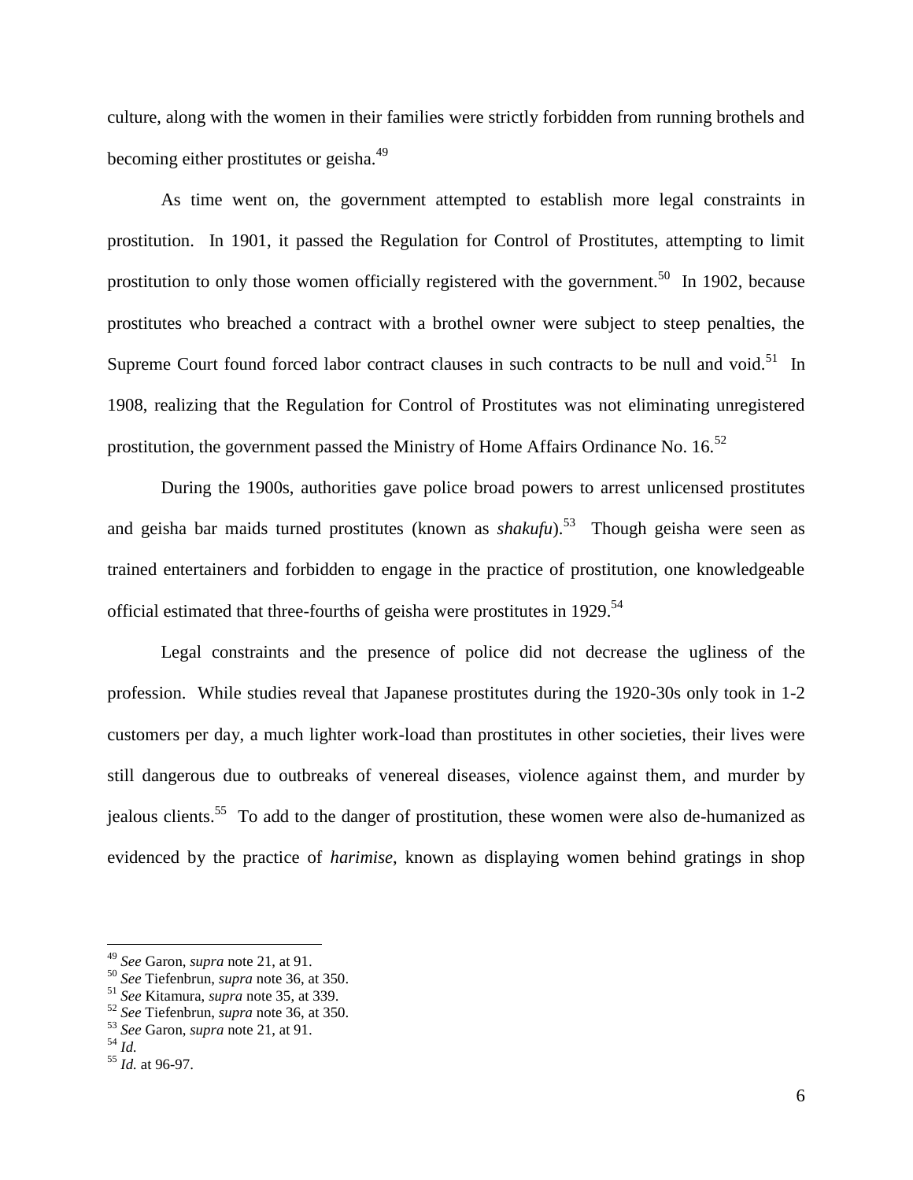culture, along with the women in their families were strictly forbidden from running brothels and becoming either prostitutes or geisha.[49]

As time went on, the government attempted to establish more legal constraints in prostitution. In 1901, it passed the Regulation for Control of Prostitutes, attempting to limit prostitution to only those women officially registered with the government.[50] In 1902, because prostitutes who breached a contract with a brothel owner were subject to steep penalties, the Supreme Court found forced labor contract clauses in such contracts to be null and void.[51] In 1908, realizing that the Regulation for Control of Prostitutes was not eliminating unregistered prostitution, the government passed the Ministry of Home Affairs Ordinance No. 16.[52]

During the 1900s, authorities gave police broad powers to arrest unlicensed prostitutes and geisha bar maids turned prostitutes (known as *shakufu*).[53] Though geisha were seen as trained entertainers and forbidden to engage in the practice of prostitution, one knowledgeable official estimated that three-fourths of geisha were prostitutes in 1929.[54]

Legal constraints and the presence of police did not decrease the ugliness of the profession. While studies reveal that Japanese prostitutes during the 1920-30s only took in 1-2 customers per day, a much lighter work-load than prostitutes in other societies, their lives were still dangerous due to outbreaks of venereal diseases, violence against them, and murder by jealous clients.[55] To add to the danger of prostitution, these women were also de-humanized as evidenced by the practice of *harimise*, known as displaying women behind gratings in shop

---

[49] *See* Garon, *supra* note 21, at 91.
[50] *See* Tiefenbrun, *supra* note 36, at 350.
[51] *See* Kitamura, *supra* note 35, at 339.
[52] *See* Tiefenbrun, *supra* note 36, at 350.
[53] *See* Garon, *supra* note 21, at 91.
[54] *Id.*
[55] *Id.* at 96-97.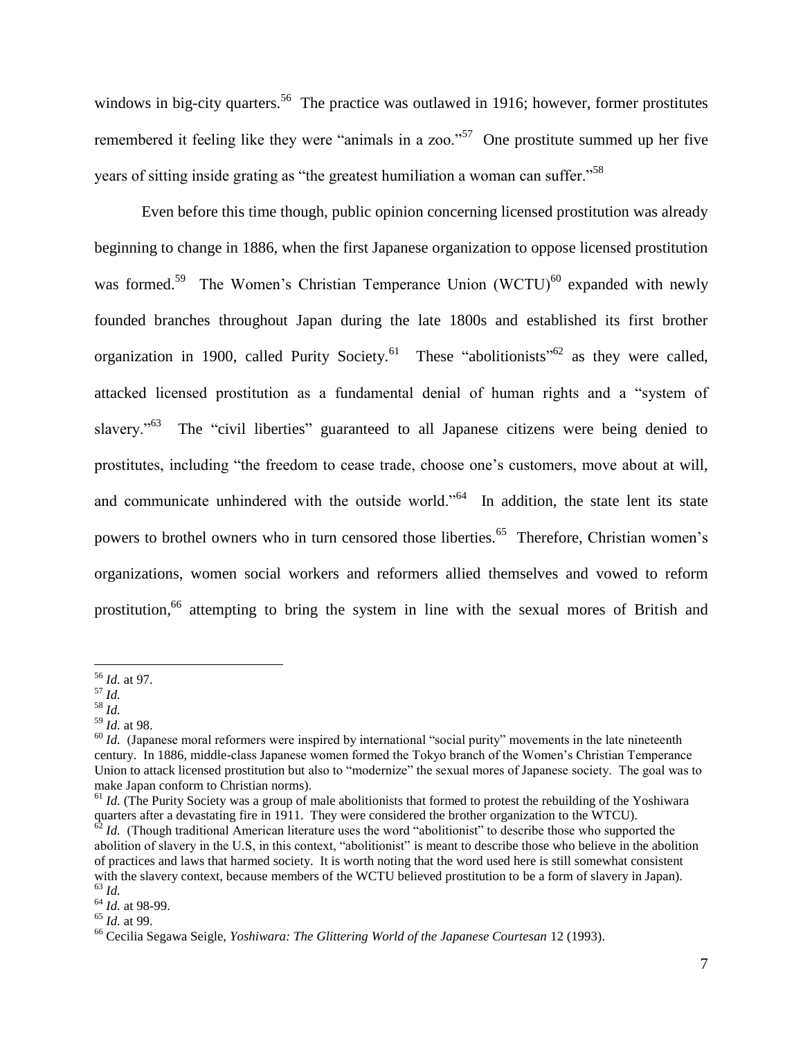windows in big-city quarters.[56] The practice was outlawed in 1916; however, former prostitutes remembered it feeling like they were "animals in a zoo."[57] One prostitute summed up her five years of sitting inside grating as "the greatest humiliation a woman can suffer."[58]

Even before this time though, public opinion concerning licensed prostitution was already beginning to change in 1886, when the first Japanese organization to oppose licensed prostitution was formed.[59] The Women's Christian Temperance Union (WCTU)[60] expanded with newly founded branches throughout Japan during the late 1800s and established its first brother organization in 1900, called Purity Society.[61] These "abolitionists"[62] as they were called, attacked licensed prostitution as a fundamental denial of human rights and a "system of slavery."[63] The "civil liberties" guaranteed to all Japanese citizens were being denied to prostitutes, including "the freedom to cease trade, choose one's customers, move about at will, and communicate unhindered with the outside world."[64] In addition, the state lent its state powers to brothel owners who in turn censored those liberties.[65] Therefore, Christian women's organizations, women social workers and reformers allied themselves and vowed to reform prostitution,[66] attempting to bring the system in line with the sexual mores of British and

---

[56] *Id.* at 97.

[57] *Id.*

[58] *Id.*

[59] *Id.* at 98.

[60] *Id.* (Japanese moral reformers were inspired by international "social purity" movements in the late nineteenth century. In 1886, middle-class Japanese women formed the Tokyo branch of the Women's Christian Temperance Union to attack licensed prostitution but also to "modernize" the sexual mores of Japanese society. The goal was to make Japan conform to Christian norms).

[61] *Id.* (The Purity Society was a group of male abolitionists that formed to protest the rebuilding of the Yoshiwara quarters after a devastating fire in 1911. They were considered the brother organization to the WTCU).

[62] *Id.* (Though traditional American literature uses the word "abolitionist" to describe those who supported the abolition of slavery in the U.S, in this context, "abolitionist" is meant to describe those who believe in the abolition of practices and laws that harmed society. It is worth noting that the word used here is still somewhat consistent with the slavery context, because members of the WCTU believed prostitution to be a form of slavery in Japan).

[63] *Id.*

[64] *Id.* at 98-99.

[65] *Id.* at 99.

[66] Cecilia Segawa Seigle, *Yoshiwara: The Glittering World of the Japanese Courtesan* 12 (1993).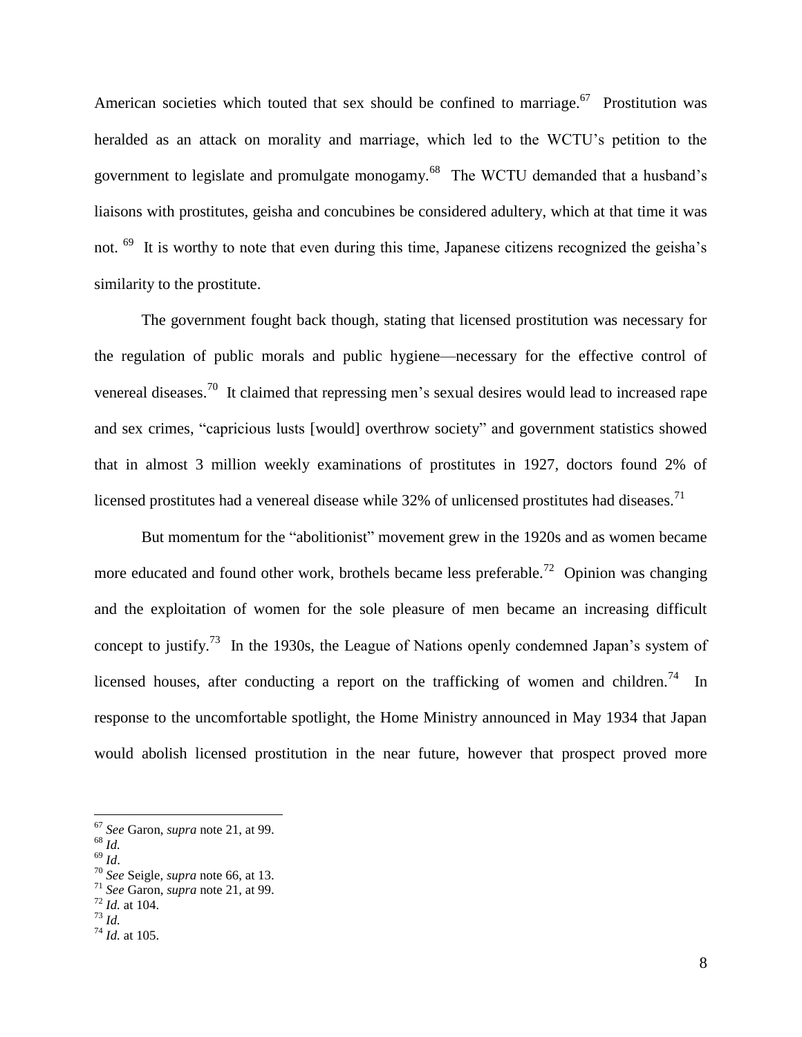American societies which touted that sex should be confined to marriage.[67] Prostitution was heralded as an attack on morality and marriage, which led to the WCTU's petition to the government to legislate and promulgate monogamy.[68] The WCTU demanded that a husband's liaisons with prostitutes, geisha and concubines be considered adultery, which at that time it was not. [69] It is worthy to note that even during this time, Japanese citizens recognized the geisha's similarity to the prostitute.

The government fought back though, stating that licensed prostitution was necessary for the regulation of public morals and public hygiene—necessary for the effective control of venereal diseases.[70] It claimed that repressing men's sexual desires would lead to increased rape and sex crimes, "capricious lusts [would] overthrow society" and government statistics showed that in almost 3 million weekly examinations of prostitutes in 1927, doctors found 2% of licensed prostitutes had a venereal disease while 32% of unlicensed prostitutes had diseases.[71]

But momentum for the "abolitionist" movement grew in the 1920s and as women became more educated and found other work, brothels became less preferable.[72] Opinion was changing and the exploitation of women for the sole pleasure of men became an increasing difficult concept to justify.[73] In the 1930s, the League of Nations openly condemned Japan's system of licensed houses, after conducting a report on the trafficking of women and children.[74] In response to the uncomfortable spotlight, the Home Ministry announced in May 1934 that Japan would abolish licensed prostitution in the near future, however that prospect proved more

---

[67] *See* Garon, *supra* note 21, at 99.
[68] *Id.*
[69] *Id*.
[70] *See* Seigle, *supra* note 66, at 13.
[71] *See* Garon, *supra* note 21, at 99.
[72] *Id.* at 104.
[73] *Id.*
[74] *Id.* at 105.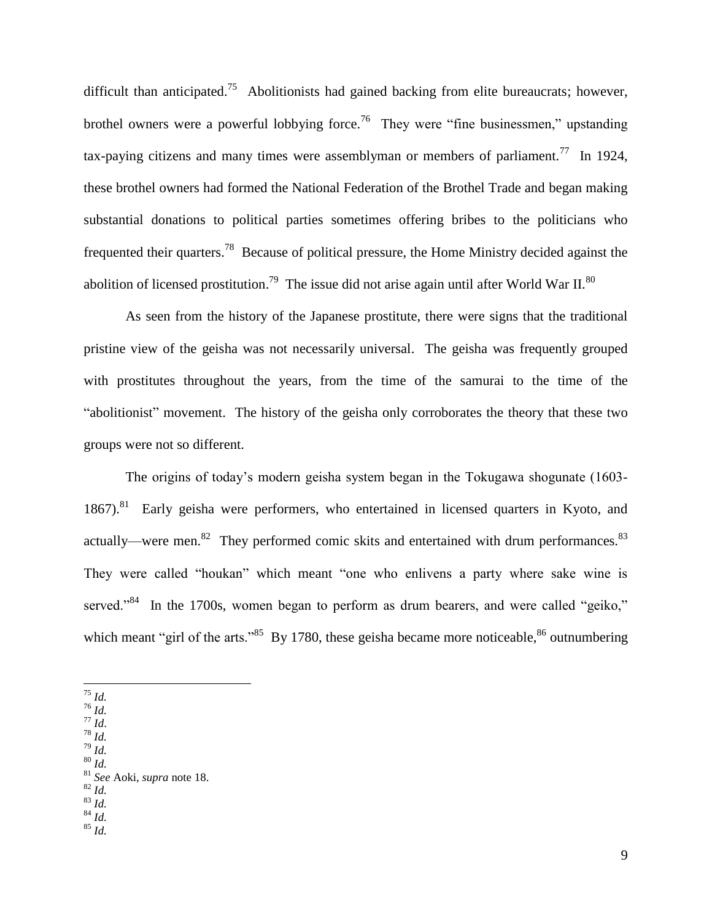difficult than anticipated.[75] Abolitionists had gained backing from elite bureaucrats; however, brothel owners were a powerful lobbying force.[76] They were "fine businessmen," upstanding tax-paying citizens and many times were assemblyman or members of parliament.[77] In 1924, these brothel owners had formed the National Federation of the Brothel Trade and began making substantial donations to political parties sometimes offering bribes to the politicians who frequented their quarters.[78] Because of political pressure, the Home Ministry decided against the abolition of licensed prostitution.[79] The issue did not arise again until after World War II.[80]

As seen from the history of the Japanese prostitute, there were signs that the traditional pristine view of the geisha was not necessarily universal. The geisha was frequently grouped with prostitutes throughout the years, from the time of the samurai to the time of the "abolitionist" movement. The history of the geisha only corroborates the theory that these two groups were not so different.

The origins of today's modern geisha system began in the Tokugawa shogunate (1603-1867).[81] Early geisha were performers, who entertained in licensed quarters in Kyoto, and actually—were men.[82] They performed comic skits and entertained with drum performances.[83] They were called "houkan" which meant "one who enlivens a party where sake wine is served."[84] In the 1700s, women began to perform as drum bearers, and were called "geiko," which meant "girl of the arts."[85] By 1780, these geisha became more noticeable,[86] outnumbering

---

[75] *Id.*
[76] *Id.*
[77] *Id.*
[78] *Id.*
[79] *Id.*
[80] *Id.*
[81] *See* Aoki, *supra* note 18.
[82] *Id.*
[83] *Id.*
[84] *Id.*
[85] *Id.*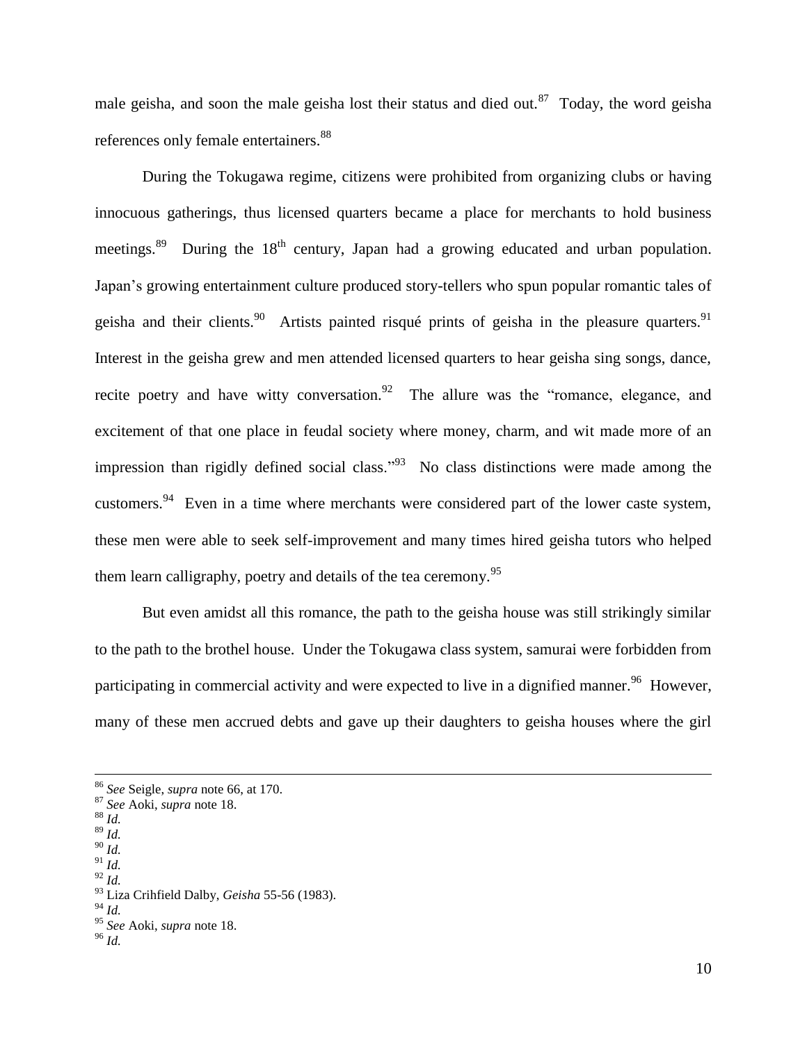male geisha, and soon the male geisha lost their status and died out.[87] Today, the word geisha references only female entertainers.[88]

During the Tokugawa regime, citizens were prohibited from organizing clubs or having innocuous gatherings, thus licensed quarters became a place for merchants to hold business meetings.[89] During the 18th century, Japan had a growing educated and urban population. Japan's growing entertainment culture produced story-tellers who spun popular romantic tales of geisha and their clients.[90] Artists painted risqué prints of geisha in the pleasure quarters.[91] Interest in the geisha grew and men attended licensed quarters to hear geisha sing songs, dance, recite poetry and have witty conversation.[92] The allure was the "romance, elegance, and excitement of that one place in feudal society where money, charm, and wit made more of an impression than rigidly defined social class."[93] No class distinctions were made among the customers.[94] Even in a time where merchants were considered part of the lower caste system, these men were able to seek self-improvement and many times hired geisha tutors who helped them learn calligraphy, poetry and details of the tea ceremony.[95]

But even amidst all this romance, the path to the geisha house was still strikingly similar to the path to the brothel house. Under the Tokugawa class system, samurai were forbidden from participating in commercial activity and were expected to live in a dignified manner.[96] However, many of these men accrued debts and gave up their daughters to geisha houses where the girl

---

[86] *See* Seigle, *supra* note 66, at 170.
[87] *See* Aoki, *supra* note 18.
[88] *Id.*
[89] *Id.*
[90] *Id.*
[91] *Id.*
[92] *Id.*
[93] Liza Crihfield Dalby, *Geisha* 55-56 (1983).
[94] *Id.*
[95] *See* Aoki, *supra* note 18.
[96] *Id.*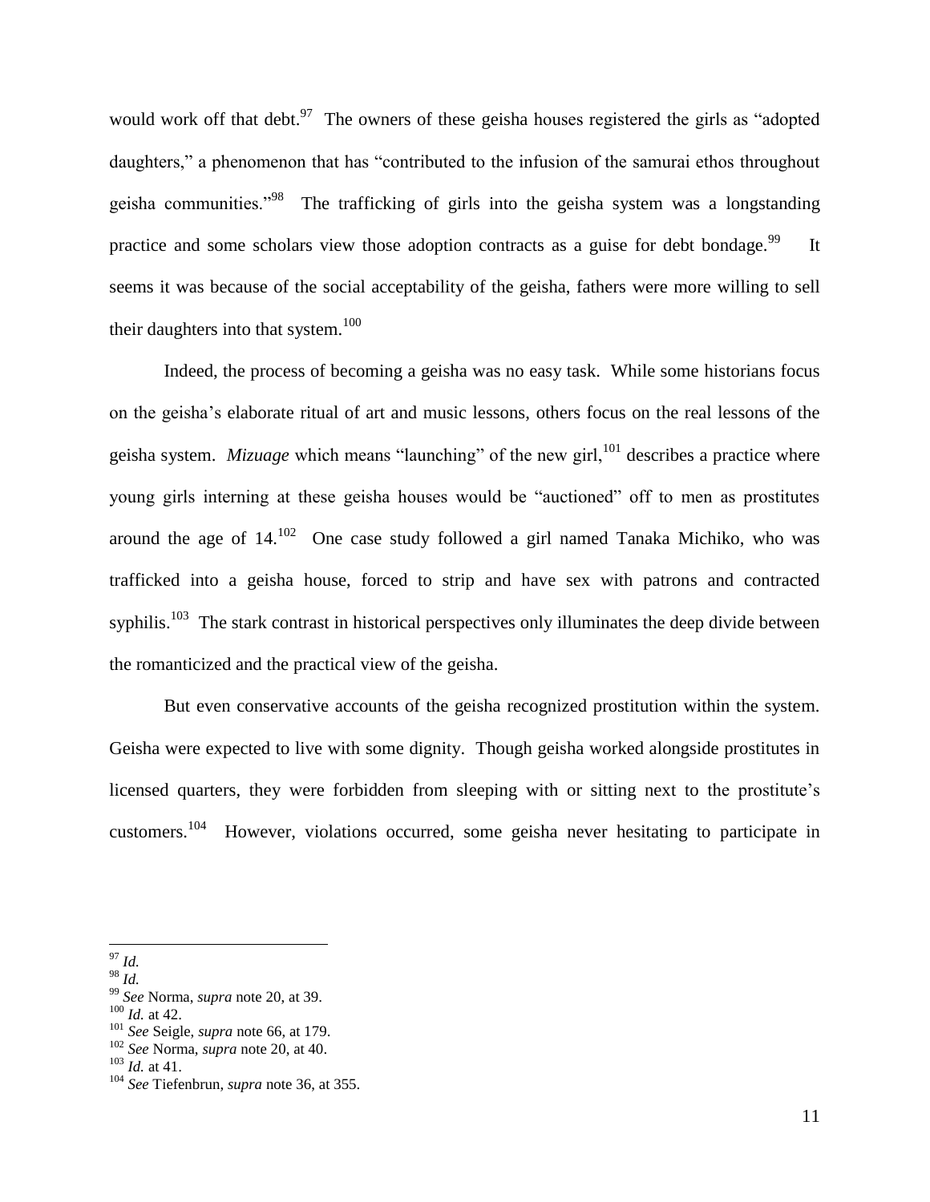would work off that debt.[97] The owners of these geisha houses registered the girls as "adopted daughters," a phenomenon that has "contributed to the infusion of the samurai ethos throughout geisha communities."[98] The trafficking of girls into the geisha system was a longstanding practice and some scholars view those adoption contracts as a guise for debt bondage.[99] It seems it was because of the social acceptability of the geisha, fathers were more willing to sell their daughters into that system.[100]

Indeed, the process of becoming a geisha was no easy task. While some historians focus on the geisha's elaborate ritual of art and music lessons, others focus on the real lessons of the geisha system. *Mizuage* which means "launching" of the new girl,[101] describes a practice where young girls interning at these geisha houses would be "auctioned" off to men as prostitutes around the age of 14.[102] One case study followed a girl named Tanaka Michiko, who was trafficked into a geisha house, forced to strip and have sex with patrons and contracted syphilis.[103] The stark contrast in historical perspectives only illuminates the deep divide between the romanticized and the practical view of the geisha.

But even conservative accounts of the geisha recognized prostitution within the system. Geisha were expected to live with some dignity. Though geisha worked alongside prostitutes in licensed quarters, they were forbidden from sleeping with or sitting next to the prostitute's customers.[104] However, violations occurred, some geisha never hesitating to participate in

---

[97] *Id.*
[98] *Id.*
[99] *See* Norma, *supra* note 20, at 39.
[100] *Id.* at 42.
[101] *See* Seigle, *supra* note 66, at 179.
[102] *See* Norma, *supra* note 20, at 40.
[103] *Id.* at 41.
[104] *See* Tiefenbrun, *supra* note 36, at 355.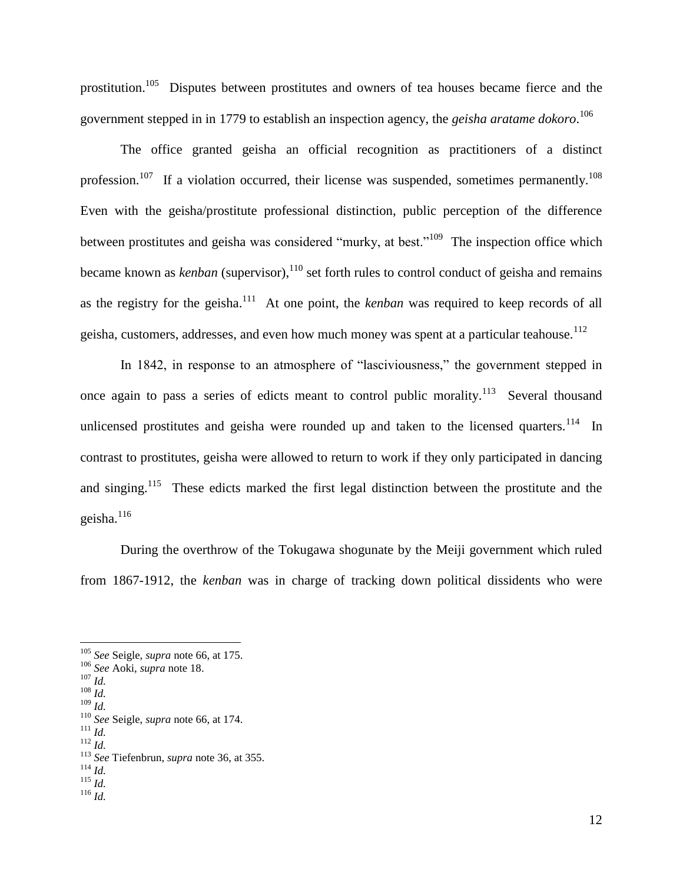prostitution.[105] Disputes between prostitutes and owners of tea houses became fierce and the government stepped in in 1779 to establish an inspection agency, the *geisha aratame dokoro*.[106]

The office granted geisha an official recognition as practitioners of a distinct profession.[107] If a violation occurred, their license was suspended, sometimes permanently.[108] Even with the geisha/prostitute professional distinction, public perception of the difference between prostitutes and geisha was considered "murky, at best."[109] The inspection office which became known as *kenban* (supervisor),[110] set forth rules to control conduct of geisha and remains as the registry for the geisha.[111] At one point, the *kenban* was required to keep records of all geisha, customers, addresses, and even how much money was spent at a particular teahouse.[112]

In 1842, in response to an atmosphere of "lasciviousness," the government stepped in once again to pass a series of edicts meant to control public morality.[113] Several thousand unlicensed prostitutes and geisha were rounded up and taken to the licensed quarters.[114] In contrast to prostitutes, geisha were allowed to return to work if they only participated in dancing and singing.[115] These edicts marked the first legal distinction between the prostitute and the geisha.[116]

During the overthrow of the Tokugawa shogunate by the Meiji government which ruled from 1867-1912, the *kenban* was in charge of tracking down political dissidents who were

---

[105] *See* Seigle, *supra* note 66, at 175.
[106] *See* Aoki, *supra* note 18.
[107] *Id.*
[108] *Id.*
[109] *Id.*
[110] *See* Seigle, *supra* note 66, at 174.
[111] *Id.*
[112] *Id.*
[113] *See* Tiefenbrun, *supra* note 36, at 355.
[114] *Id.*
[115] *Id.*
[116] *Id.*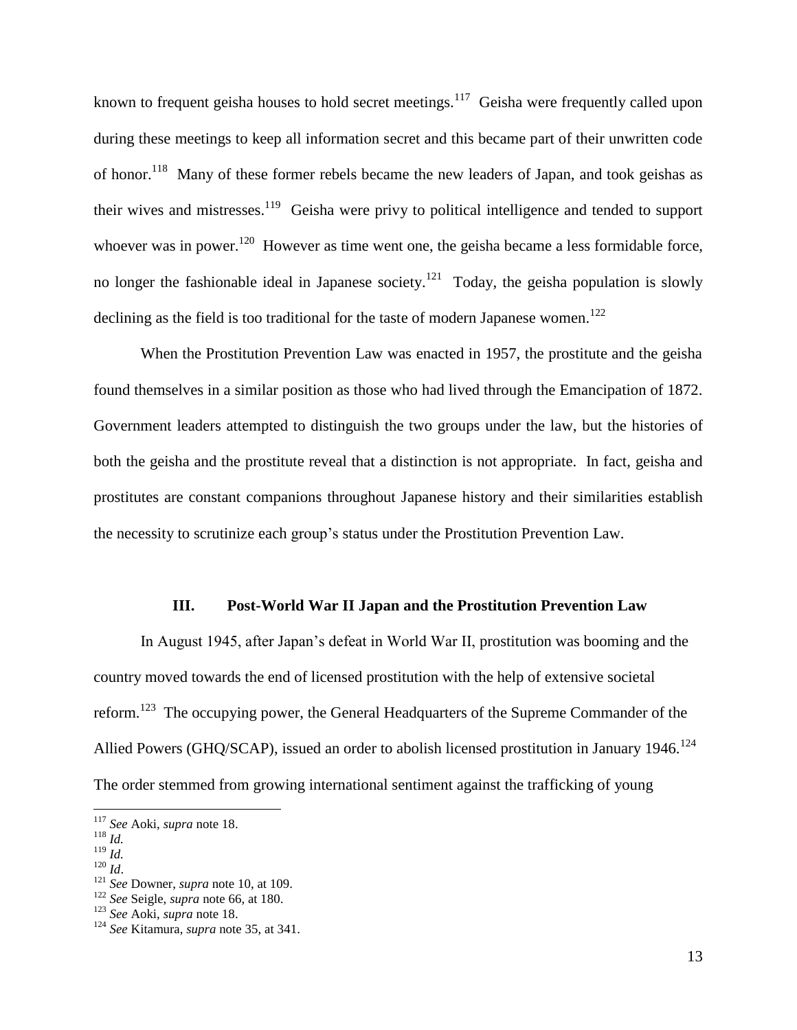known to frequent geisha houses to hold secret meetings.[117] Geisha were frequently called upon during these meetings to keep all information secret and this became part of their unwritten code of honor.[118] Many of these former rebels became the new leaders of Japan, and took geishas as their wives and mistresses.[119] Geisha were privy to political intelligence and tended to support whoever was in power.[120] However as time went one, the geisha became a less formidable force, no longer the fashionable ideal in Japanese society.[121] Today, the geisha population is slowly declining as the field is too traditional for the taste of modern Japanese women.[122]

When the Prostitution Prevention Law was enacted in 1957, the prostitute and the geisha found themselves in a similar position as those who had lived through the Emancipation of 1872. Government leaders attempted to distinguish the two groups under the law, but the histories of both the geisha and the prostitute reveal that a distinction is not appropriate. In fact, geisha and prostitutes are constant companions throughout Japanese history and their similarities establish the necessity to scrutinize each group's status under the Prostitution Prevention Law.

## III. Post-World War II Japan and the Prostitution Prevention Law

In August 1945, after Japan's defeat in World War II, prostitution was booming and the country moved towards the end of licensed prostitution with the help of extensive societal reform.[123] The occupying power, the General Headquarters of the Supreme Commander of the Allied Powers (GHQ/SCAP), issued an order to abolish licensed prostitution in January 1946.[124] The order stemmed from growing international sentiment against the trafficking of young

---

[117] *See* Aoki, *supra* note 18.
[118] *Id.*
[119] *Id.*
[120] *Id*.
[121] *See* Downer, *supra* note 10, at 109.
[122] *See* Seigle, *supra* note 66, at 180.
[123] *See* Aoki, *supra* note 18.
[124] *See* Kitamura, *supra* note 35, at 341.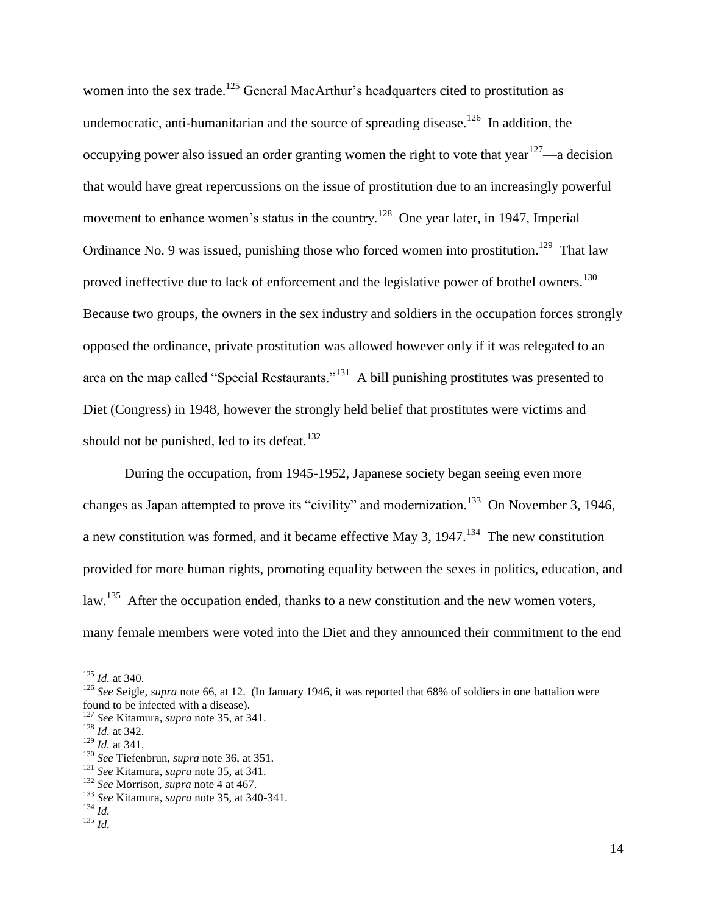women into the sex trade.[125] General MacArthur's headquarters cited to prostitution as undemocratic, anti-humanitarian and the source of spreading disease.[126] In addition, the occupying power also issued an order granting women the right to vote that year[127]—a decision that would have great repercussions on the issue of prostitution due to an increasingly powerful movement to enhance women's status in the country.[128] One year later, in 1947, Imperial Ordinance No. 9 was issued, punishing those who forced women into prostitution.[129] That law proved ineffective due to lack of enforcement and the legislative power of brothel owners.[130] Because two groups, the owners in the sex industry and soldiers in the occupation forces strongly opposed the ordinance, private prostitution was allowed however only if it was relegated to an area on the map called "Special Restaurants."[131] A bill punishing prostitutes was presented to Diet (Congress) in 1948, however the strongly held belief that prostitutes were victims and should not be punished, led to its defeat.[132]

During the occupation, from 1945-1952, Japanese society began seeing even more changes as Japan attempted to prove its "civility" and modernization.[133] On November 3, 1946, a new constitution was formed, and it became effective May 3, 1947.[134] The new constitution provided for more human rights, promoting equality between the sexes in politics, education, and law.[135] After the occupation ended, thanks to a new constitution and the new women voters, many female members were voted into the Diet and they announced their commitment to the end

---

[125] *Id.* at 340.

[126] *See* Seigle, *supra* note 66, at 12. (In January 1946, it was reported that 68% of soldiers in one battalion were found to be infected with a disease).

[127] *See* Kitamura, *supra* note 35, at 341.

[128] *Id.* at 342.

[129] *Id.* at 341.

[130] *See* Tiefenbrun, *supra* note 36, at 351.

[131] *See* Kitamura, *supra* note 35, at 341.

[132] *See* Morrison, *supra* note 4 at 467.

[133] *See* Kitamura, *supra* note 35, at 340-341.

[134] *Id.*

[135] *Id.*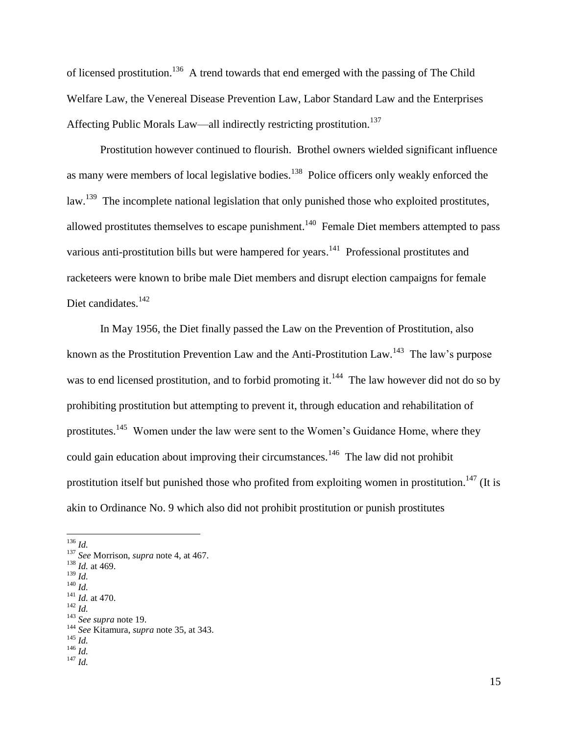of licensed prostitution.[136] A trend towards that end emerged with the passing of The Child Welfare Law, the Venereal Disease Prevention Law, Labor Standard Law and the Enterprises Affecting Public Morals Law—all indirectly restricting prostitution.[137]

Prostitution however continued to flourish. Brothel owners wielded significant influence as many were members of local legislative bodies.[138] Police officers only weakly enforced the law.[139] The incomplete national legislation that only punished those who exploited prostitutes, allowed prostitutes themselves to escape punishment.[140] Female Diet members attempted to pass various anti-prostitution bills but were hampered for years.[141] Professional prostitutes and racketeers were known to bribe male Diet members and disrupt election campaigns for female Diet candidates.[142]

In May 1956, the Diet finally passed the Law on the Prevention of Prostitution, also known as the Prostitution Prevention Law and the Anti-Prostitution Law.[143] The law's purpose was to end licensed prostitution, and to forbid promoting it.[144] The law however did not do so by prohibiting prostitution but attempting to prevent it, through education and rehabilitation of prostitutes.[145] Women under the law were sent to the Women's Guidance Home, where they could gain education about improving their circumstances.[146] The law did not prohibit prostitution itself but punished those who profited from exploiting women in prostitution.[147] (It is akin to Ordinance No. 9 which also did not prohibit prostitution or punish prostitutes

---

[136] *Id.*
[137] *See* Morrison, *supra* note 4, at 467.
[138] *Id.* at 469.
[139] *Id.*
[140] *Id.*
[141] *Id.* at 470.
[142] *Id.*
[143] *See supra* note 19.
[144] *See* Kitamura, *supra* note 35, at 343.
[145] *Id.*
[146] *Id.*
[147] *Id.*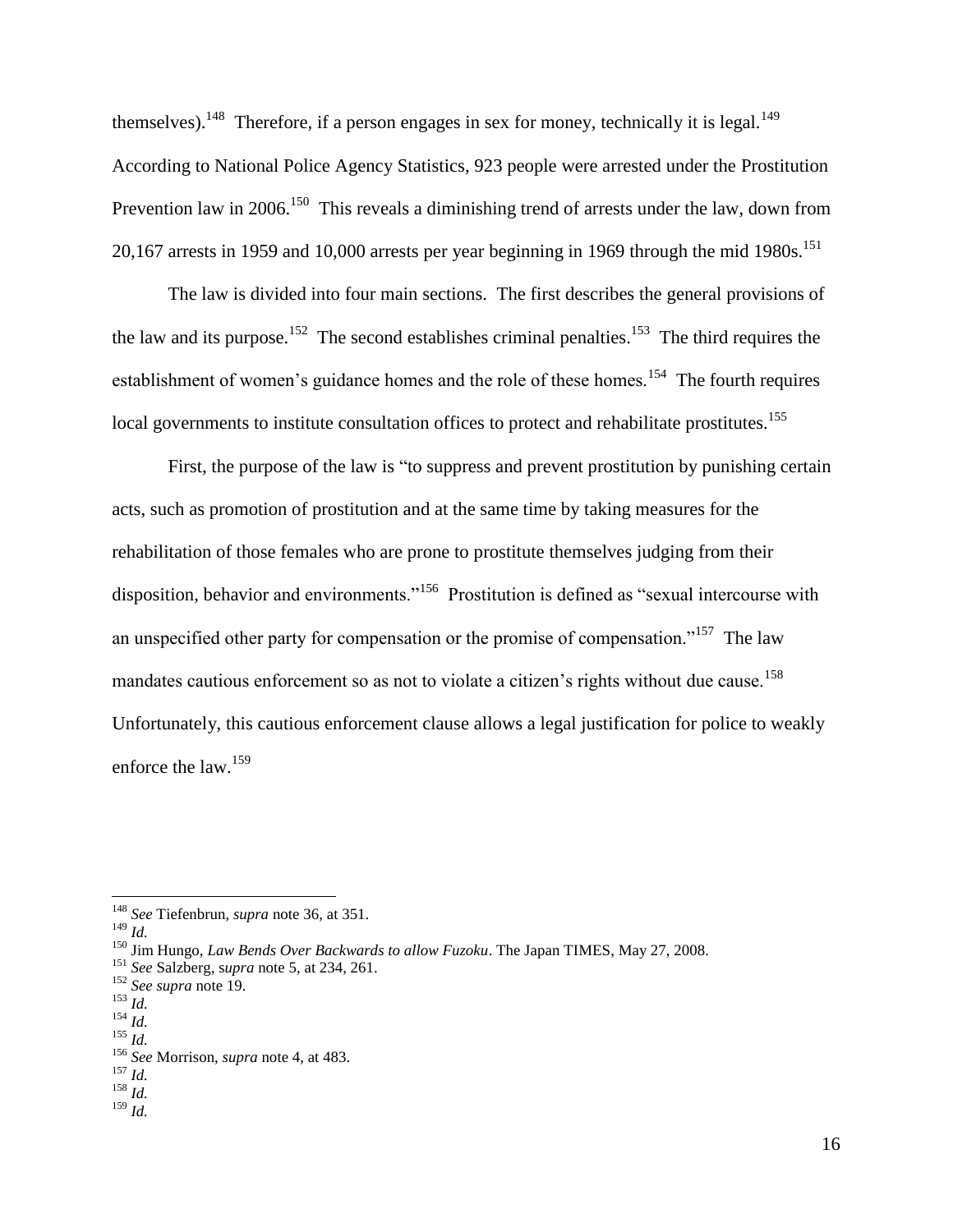themselves).[148] Therefore, if a person engages in sex for money, technically it is legal.[149] According to National Police Agency Statistics, 923 people were arrested under the Prostitution Prevention law in 2006.[150] This reveals a diminishing trend of arrests under the law, down from 20,167 arrests in 1959 and 10,000 arrests per year beginning in 1969 through the mid 1980s.[151]

The law is divided into four main sections. The first describes the general provisions of the law and its purpose.[152] The second establishes criminal penalties.[153] The third requires the establishment of women's guidance homes and the role of these homes.[154] The fourth requires local governments to institute consultation offices to protect and rehabilitate prostitutes.[155]

First, the purpose of the law is "to suppress and prevent prostitution by punishing certain acts, such as promotion of prostitution and at the same time by taking measures for the rehabilitation of those females who are prone to prostitute themselves judging from their disposition, behavior and environments."[156] Prostitution is defined as "sexual intercourse with an unspecified other party for compensation or the promise of compensation."[157] The law mandates cautious enforcement so as not to violate a citizen's rights without due cause.[158] Unfortunately, this cautious enforcement clause allows a legal justification for police to weakly enforce the law.[159]

---

[148] *See* Tiefenbrun, *supra* note 36, at 351.
[149] *Id.*
[150] Jim Hungo, *Law Bends Over Backwards to allow Fuzoku*. The Japan TIMES, May 27, 2008.
[151] *See* Salzberg, s*upra* note 5, at 234, 261.
[152] *See supra* note 19.
[153] *Id.*
[154] *Id.*
[155] *Id.*
[156] *See* Morrison, *supra* note 4, at 483.
[157] *Id.*
[158] *Id.*
[159] *Id.*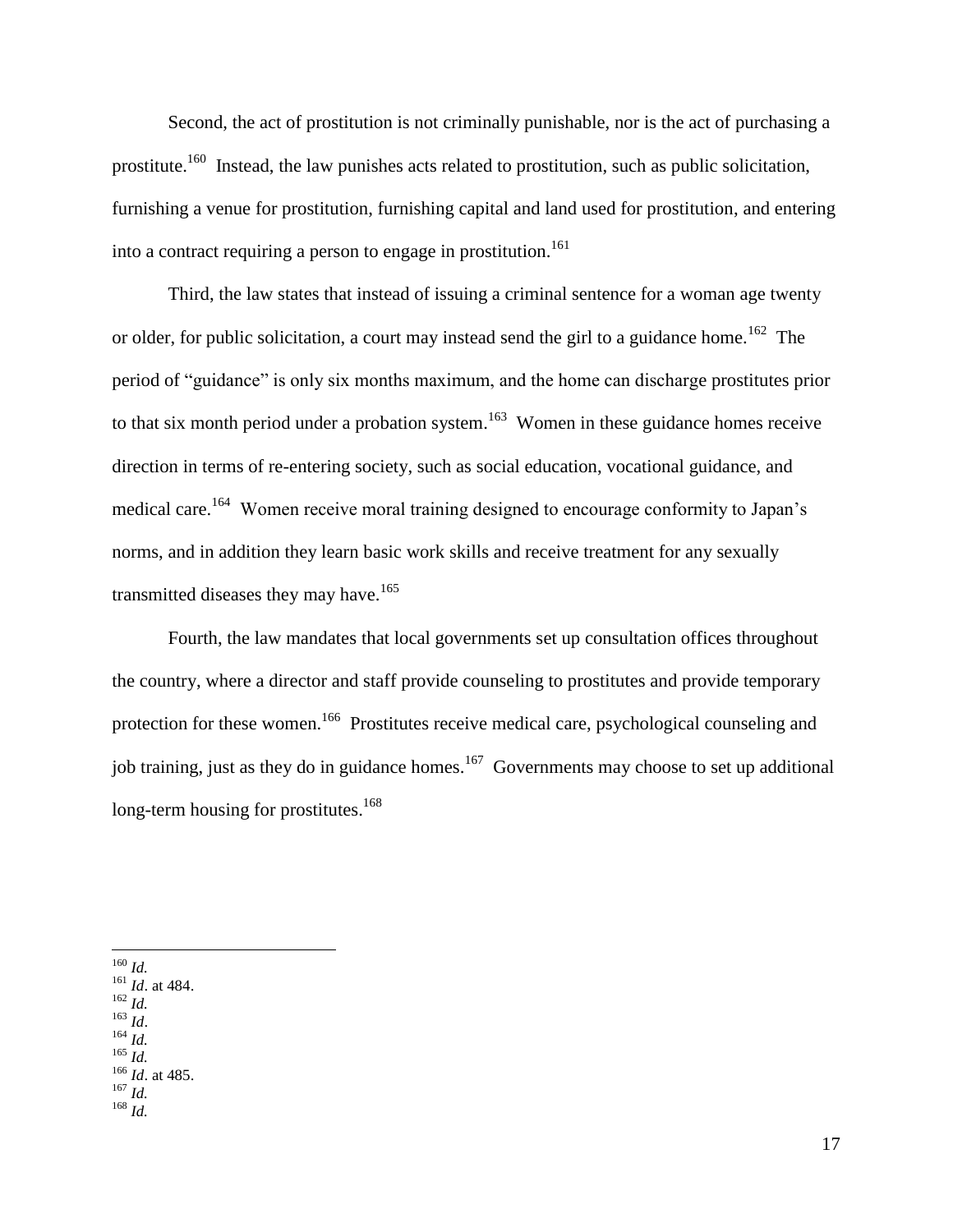Second, the act of prostitution is not criminally punishable, nor is the act of purchasing a prostitute.[160] Instead, the law punishes acts related to prostitution, such as public solicitation, furnishing a venue for prostitution, furnishing capital and land used for prostitution, and entering into a contract requiring a person to engage in prostitution.[161]

Third, the law states that instead of issuing a criminal sentence for a woman age twenty or older, for public solicitation, a court may instead send the girl to a guidance home.[162] The period of "guidance" is only six months maximum, and the home can discharge prostitutes prior to that six month period under a probation system.[163] Women in these guidance homes receive direction in terms of re-entering society, such as social education, vocational guidance, and medical care.[164] Women receive moral training designed to encourage conformity to Japan's norms, and in addition they learn basic work skills and receive treatment for any sexually transmitted diseases they may have.[165]

Fourth, the law mandates that local governments set up consultation offices throughout the country, where a director and staff provide counseling to prostitutes and provide temporary protection for these women.[166] Prostitutes receive medical care, psychological counseling and job training, just as they do in guidance homes.[167] Governments may choose to set up additional long-term housing for prostitutes.[168]

---

[160] *Id.*
[161] *Id*. at 484.
[162] *Id.*
[163] *Id*.
[164] *Id.*
[165] *Id.*
[166] *Id*. at 485.
[167] *Id.*
[168] *Id.*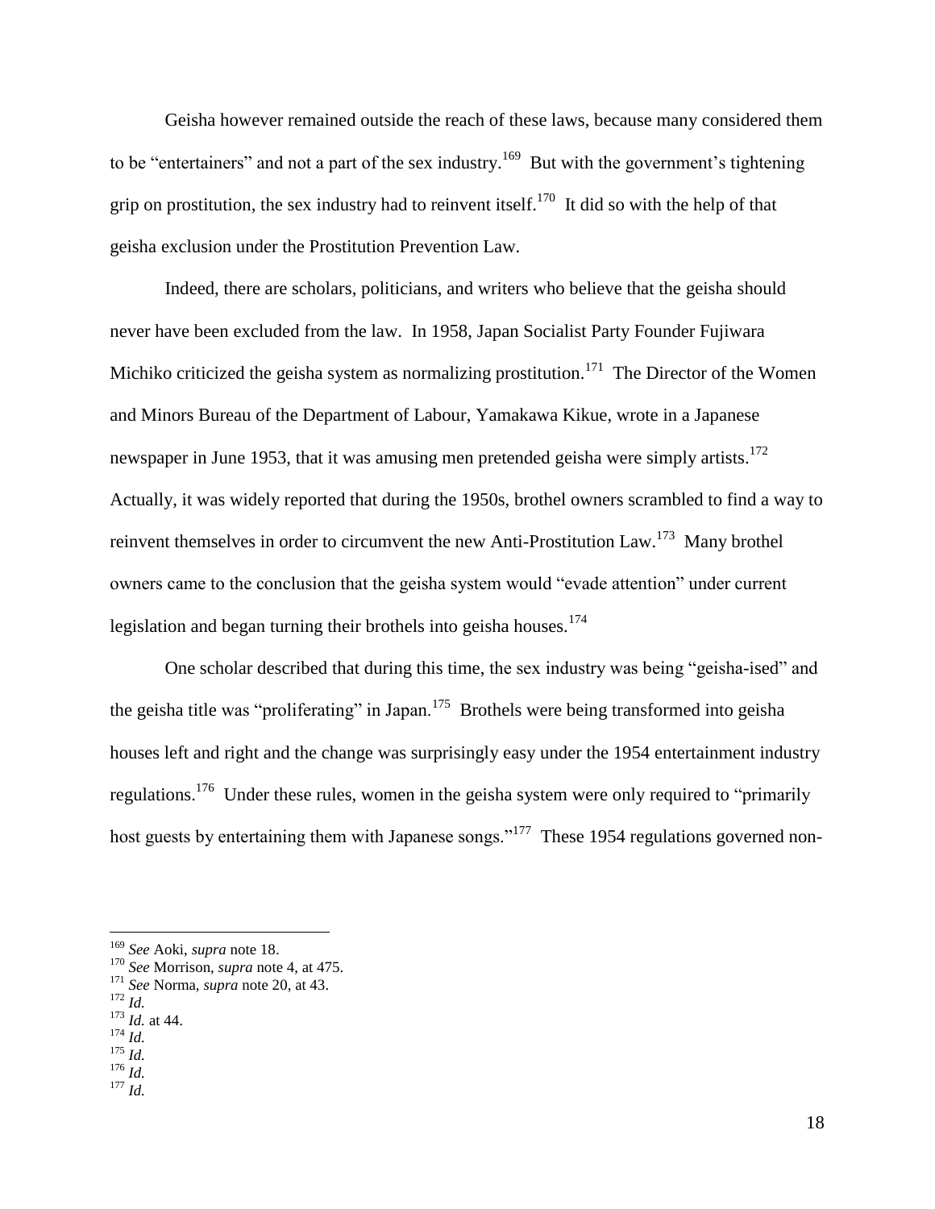Geisha however remained outside the reach of these laws, because many considered them to be "entertainers" and not a part of the sex industry.[169] But with the government's tightening grip on prostitution, the sex industry had to reinvent itself.[170] It did so with the help of that geisha exclusion under the Prostitution Prevention Law.

Indeed, there are scholars, politicians, and writers who believe that the geisha should never have been excluded from the law. In 1958, Japan Socialist Party Founder Fujiwara Michiko criticized the geisha system as normalizing prostitution.[171] The Director of the Women and Minors Bureau of the Department of Labour, Yamakawa Kikue, wrote in a Japanese newspaper in June 1953, that it was amusing men pretended geisha were simply artists.[172] Actually, it was widely reported that during the 1950s, brothel owners scrambled to find a way to reinvent themselves in order to circumvent the new Anti-Prostitution Law.[173] Many brothel owners came to the conclusion that the geisha system would "evade attention" under current legislation and began turning their brothels into geisha houses.[174]

One scholar described that during this time, the sex industry was being "geisha-ised" and the geisha title was "proliferating" in Japan.[175] Brothels were being transformed into geisha houses left and right and the change was surprisingly easy under the 1954 entertainment industry regulations.[176] Under these rules, women in the geisha system were only required to "primarily host guests by entertaining them with Japanese songs."[177] These 1954 regulations governed non-

---

[169] *See* Aoki, *supra* note 18.
[170] *See* Morrison, *supra* note 4, at 475.
[171] *See* Norma, *supra* note 20, at 43.
[172] *Id.*
[173] *Id.* at 44.
[174] *Id.*
[175] *Id.*
[176] *Id.*
[177] *Id.*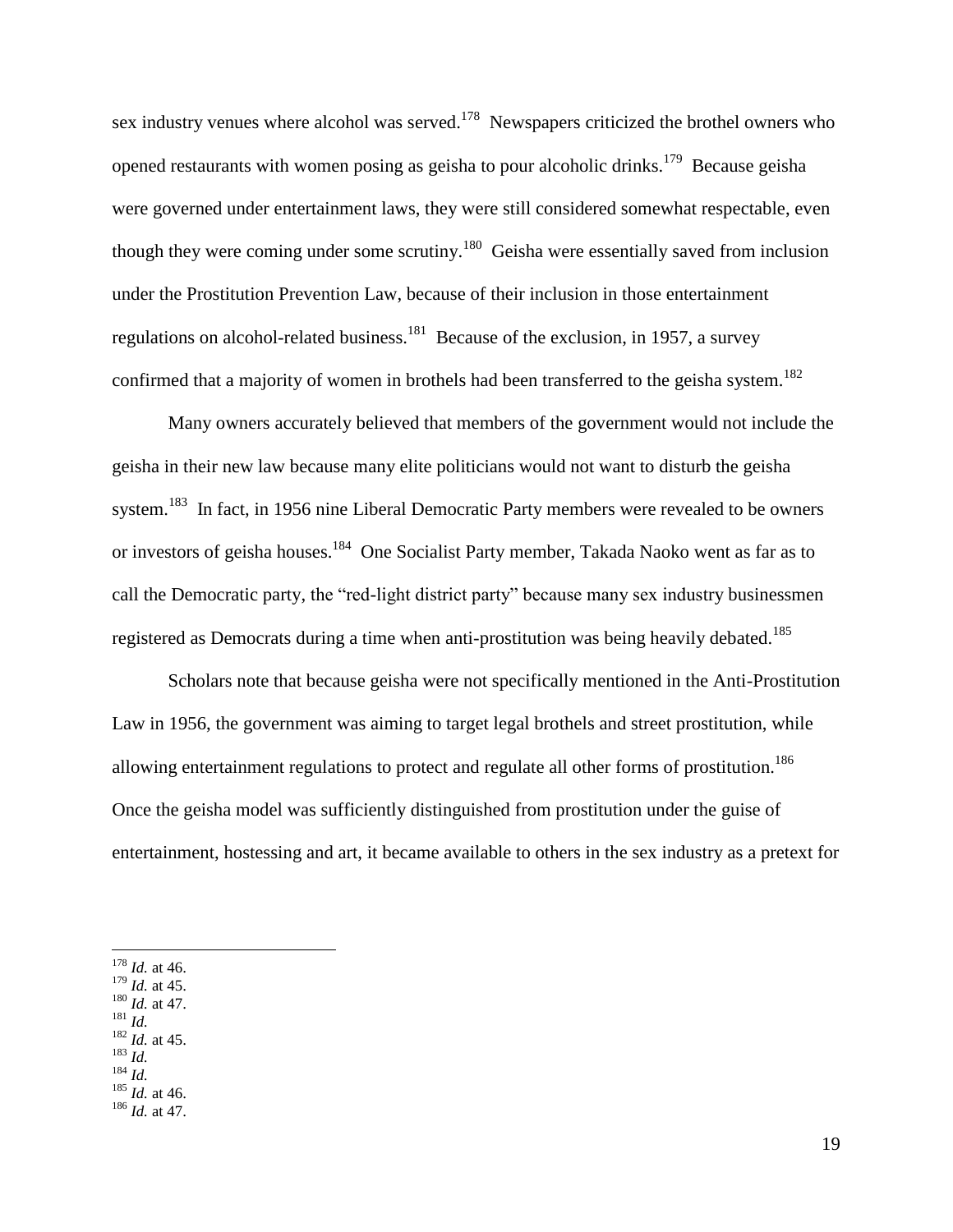sex industry venues where alcohol was served.[178] Newspapers criticized the brothel owners who opened restaurants with women posing as geisha to pour alcoholic drinks.[179] Because geisha were governed under entertainment laws, they were still considered somewhat respectable, even though they were coming under some scrutiny.[180] Geisha were essentially saved from inclusion under the Prostitution Prevention Law, because of their inclusion in those entertainment regulations on alcohol-related business.[181] Because of the exclusion, in 1957, a survey confirmed that a majority of women in brothels had been transferred to the geisha system.[182]

Many owners accurately believed that members of the government would not include the geisha in their new law because many elite politicians would not want to disturb the geisha system.[183] In fact, in 1956 nine Liberal Democratic Party members were revealed to be owners or investors of geisha houses.[184] One Socialist Party member, Takada Naoko went as far as to call the Democratic party, the "red-light district party" because many sex industry businessmen registered as Democrats during a time when anti-prostitution was being heavily debated.[185]

Scholars note that because geisha were not specifically mentioned in the Anti-Prostitution Law in 1956, the government was aiming to target legal brothels and street prostitution, while allowing entertainment regulations to protect and regulate all other forms of prostitution.[186] Once the geisha model was sufficiently distinguished from prostitution under the guise of entertainment, hostessing and art, it became available to others in the sex industry as a pretext for

---

[178] *Id.* at 46.
[179] *Id.* at 45.
[180] *Id.* at 47.
[181] *Id.*
[182] *Id.* at 45.
[183] *Id.*
[184] *Id.*
[185] *Id.* at 46.
[186] *Id.* at 47.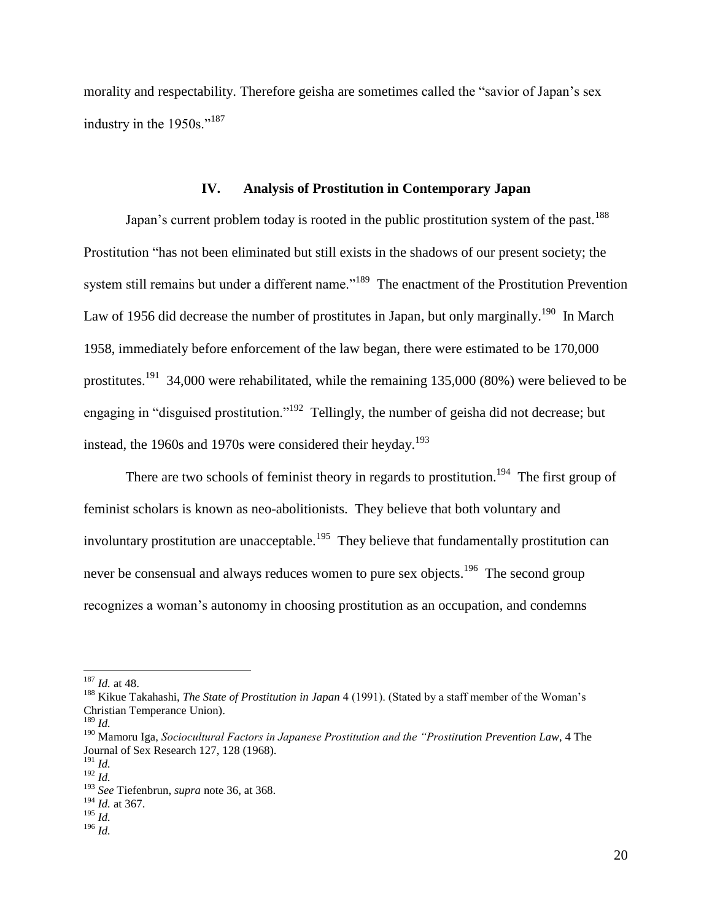morality and respectability. Therefore geisha are sometimes called the "savior of Japan's sex industry in the 1950s."[187]

## IV. Analysis of Prostitution in Contemporary Japan

Japan's current problem today is rooted in the public prostitution system of the past.[188] Prostitution "has not been eliminated but still exists in the shadows of our present society; the system still remains but under a different name."[189] The enactment of the Prostitution Prevention Law of 1956 did decrease the number of prostitutes in Japan, but only marginally.[190] In March 1958, immediately before enforcement of the law began, there were estimated to be 170,000 prostitutes.[191] 34,000 were rehabilitated, while the remaining 135,000 (80%) were believed to be engaging in "disguised prostitution."[192] Tellingly, the number of geisha did not decrease; but instead, the 1960s and 1970s were considered their heyday.[193]

There are two schools of feminist theory in regards to prostitution.[194] The first group of feminist scholars is known as neo-abolitionists. They believe that both voluntary and involuntary prostitution are unacceptable.[195] They believe that fundamentally prostitution can never be consensual and always reduces women to pure sex objects.[196] The second group recognizes a woman's autonomy in choosing prostitution as an occupation, and condemns

---

[187] *Id.* at 48.

[188] Kikue Takahashi, *The State of Prostitution in Japan* 4 (1991). (Stated by a staff member of the Woman's Christian Temperance Union).

[189] *Id.*

[190] Mamoru Iga, *Sociocultural Factors in Japanese Prostitution and the "Prostitution Prevention Law*, 4 The Journal of Sex Research 127, 128 (1968).

[191] *Id.*

[192] *Id.*

[193] *See* Tiefenbrun, *supra* note 36, at 368.

[194] *Id.* at 367.

[195] *Id.*

[196] *Id.*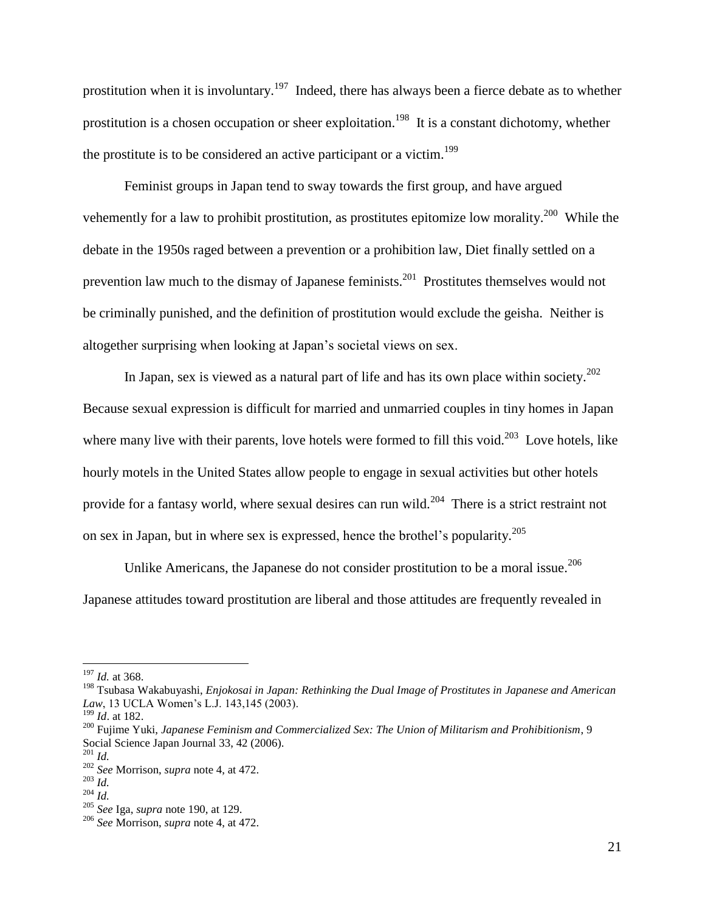prostitution when it is involuntary.[197] Indeed, there has always been a fierce debate as to whether prostitution is a chosen occupation or sheer exploitation.[198] It is a constant dichotomy, whether the prostitute is to be considered an active participant or a victim.[199]

Feminist groups in Japan tend to sway towards the first group, and have argued vehemently for a law to prohibit prostitution, as prostitutes epitomize low morality.[200] While the debate in the 1950s raged between a prevention or a prohibition law, Diet finally settled on a prevention law much to the dismay of Japanese feminists.[201] Prostitutes themselves would not be criminally punished, and the definition of prostitution would exclude the geisha. Neither is altogether surprising when looking at Japan's societal views on sex.

In Japan, sex is viewed as a natural part of life and has its own place within society.[202] Because sexual expression is difficult for married and unmarried couples in tiny homes in Japan where many live with their parents, love hotels were formed to fill this void.[203] Love hotels, like hourly motels in the United States allow people to engage in sexual activities but other hotels provide for a fantasy world, where sexual desires can run wild.[204] There is a strict restraint not on sex in Japan, but in where sex is expressed, hence the brothel's popularity.[205]

Unlike Americans, the Japanese do not consider prostitution to be a moral issue.[206] Japanese attitudes toward prostitution are liberal and those attitudes are frequently revealed in

---

[197] *Id.* at 368.

[198] Tsubasa Wakabuyashi, *Enjokosai in Japan: Rethinking the Dual Image of Prostitutes in Japanese and American Law*, 13 UCLA Women's L.J. 143,145 (2003).

[199] *Id*. at 182.

[200] Fujime Yuki, *Japanese Feminism and Commercialized Sex: The Union of Militarism and Prohibitionism*, 9 Social Science Japan Journal 33, 42 (2006).

[201] *Id.*

[202] *See* Morrison, *supra* note 4, at 472.

[203] *Id.*

[204] *Id.*

[205] *See* Iga, *supra* note 190, at 129.

[206] *See* Morrison, *supra* note 4, at 472.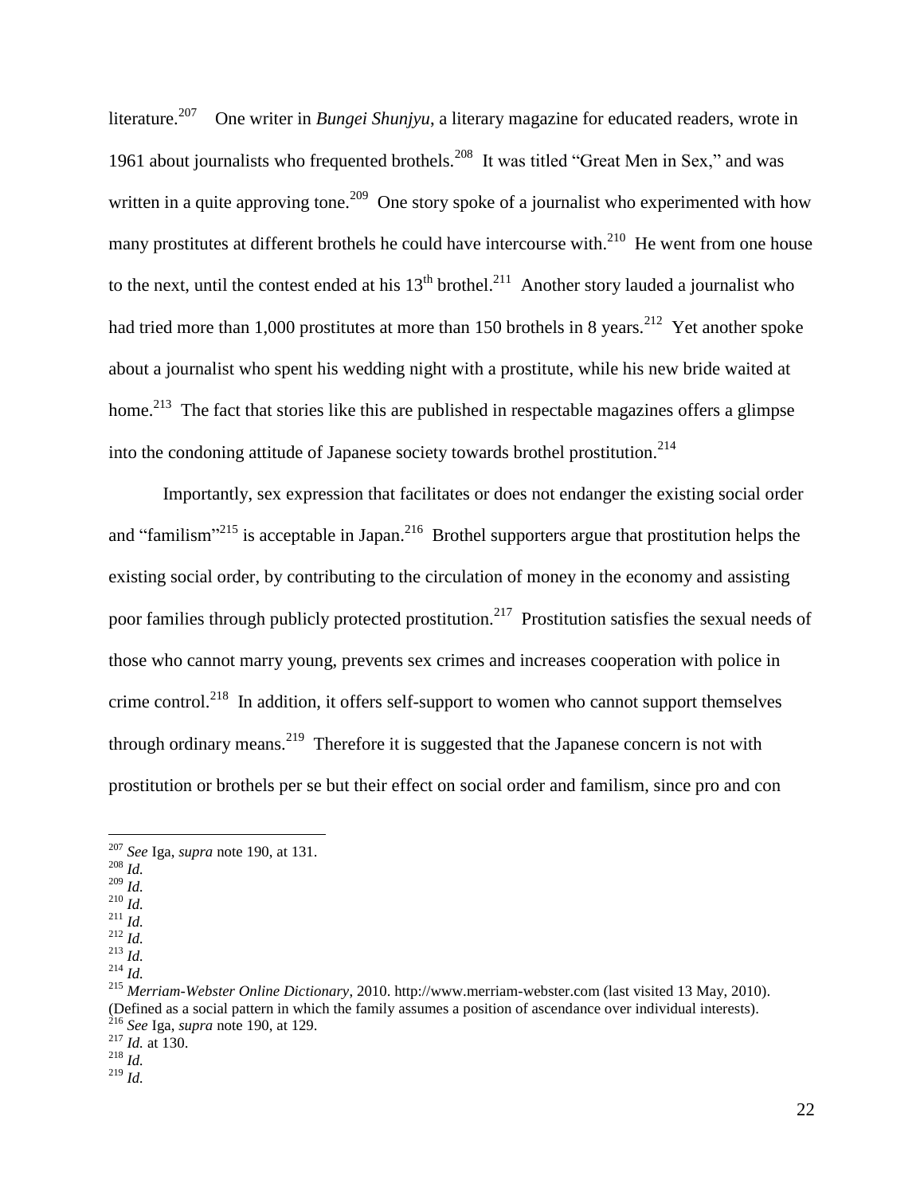literature.[207] One writer in *Bungei Shunjyu*, a literary magazine for educated readers, wrote in 1961 about journalists who frequented brothels.[208] It was titled "Great Men in Sex," and was written in a quite approving tone.[209] One story spoke of a journalist who experimented with how many prostitutes at different brothels he could have intercourse with.[210] He went from one house to the next, until the contest ended at his 13th brothel.[211] Another story lauded a journalist who had tried more than 1,000 prostitutes at more than 150 brothels in 8 years.[212] Yet another spoke about a journalist who spent his wedding night with a prostitute, while his new bride waited at home.[213] The fact that stories like this are published in respectable magazines offers a glimpse into the condoning attitude of Japanese society towards brothel prostitution.[214]

Importantly, sex expression that facilitates or does not endanger the existing social order and "familism"[215] is acceptable in Japan.[216] Brothel supporters argue that prostitution helps the existing social order, by contributing to the circulation of money in the economy and assisting poor families through publicly protected prostitution.[217] Prostitution satisfies the sexual needs of those who cannot marry young, prevents sex crimes and increases cooperation with police in crime control.[218] In addition, it offers self-support to women who cannot support themselves through ordinary means.[219] Therefore it is suggested that the Japanese concern is not with prostitution or brothels per se but their effect on social order and familism, since pro and con

---

[207] *See* Iga, *supra* note 190, at 131.
[208] *Id.*
[209] *Id.*
[210] *Id.*
[211] *Id.*
[212] *Id.*
[213] *Id.*
[214] *Id.*
[215] *Merriam-Webster Online Dictionary*, 2010. http://www.merriam-webster.com (last visited 13 May, 2010). (Defined as a social pattern in which the family assumes a position of ascendance over individual interests).
[216] *See* Iga, *supra* note 190, at 129.
[217] *Id.* at 130.
[218] *Id.*
[219] *Id.*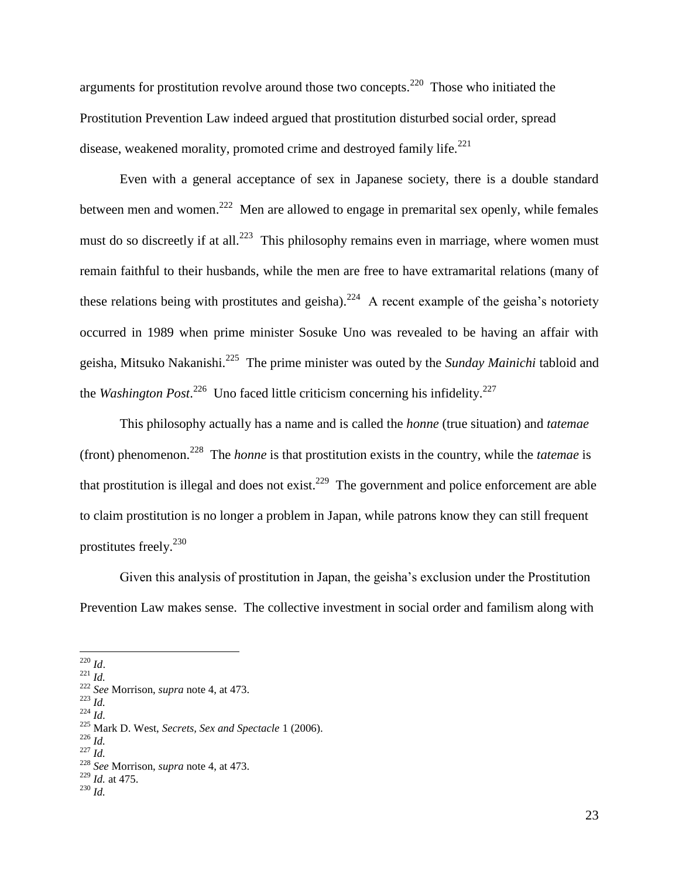arguments for prostitution revolve around those two concepts.[220] Those who initiated the Prostitution Prevention Law indeed argued that prostitution disturbed social order, spread disease, weakened morality, promoted crime and destroyed family life.[221]

Even with a general acceptance of sex in Japanese society, there is a double standard between men and women.[222] Men are allowed to engage in premarital sex openly, while females must do so discreetly if at all.[223] This philosophy remains even in marriage, where women must remain faithful to their husbands, while the men are free to have extramarital relations (many of these relations being with prostitutes and geisha).[224] A recent example of the geisha's notoriety occurred in 1989 when prime minister Sosuke Uno was revealed to be having an affair with geisha, Mitsuko Nakanishi.[225] The prime minister was outed by the *Sunday Mainichi* tabloid and the *Washington Post*.[226] Uno faced little criticism concerning his infidelity.[227]

This philosophy actually has a name and is called the *honne* (true situation) and *tatemae* (front) phenomenon.[228] The *honne* is that prostitution exists in the country, while the *tatemae* is that prostitution is illegal and does not exist.[229] The government and police enforcement are able to claim prostitution is no longer a problem in Japan, while patrons know they can still frequent prostitutes freely.[230]

Given this analysis of prostitution in Japan, the geisha's exclusion under the Prostitution Prevention Law makes sense. The collective investment in social order and familism along with

---

[220] *Id*.
[221] *Id.*
[222] *See* Morrison, *supra* note 4, at 473.
[223] *Id.*
[224] *Id*.
[225] Mark D. West, *Secrets, Sex and Spectacle* 1 (2006).
[226] *Id.*
[227] *Id.*
[228] *See* Morrison, *supra* note 4, at 473.
[229] *Id.* at 475.
[230] *Id.*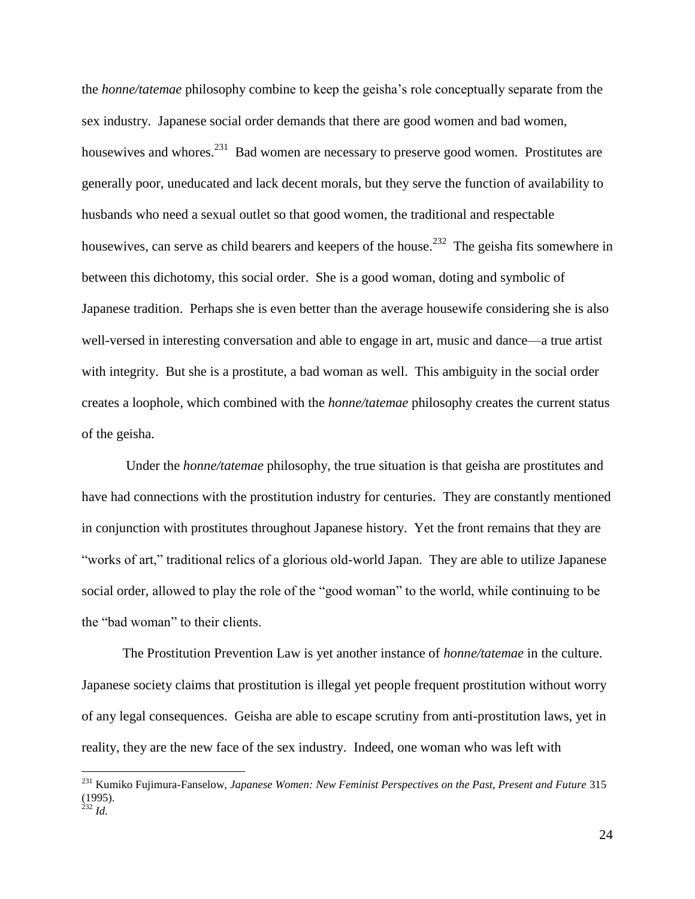the *honne/tatemae* philosophy combine to keep the geisha's role conceptually separate from the sex industry. Japanese social order demands that there are good women and bad women, housewives and whores.[231] Bad women are necessary to preserve good women. Prostitutes are generally poor, uneducated and lack decent morals, but they serve the function of availability to husbands who need a sexual outlet so that good women, the traditional and respectable housewives, can serve as child bearers and keepers of the house.[232] The geisha fits somewhere in between this dichotomy, this social order. She is a good woman, doting and symbolic of Japanese tradition. Perhaps she is even better than the average housewife considering she is also well-versed in interesting conversation and able to engage in art, music and dance—a true artist with integrity. But she is a prostitute, a bad woman as well. This ambiguity in the social order creates a loophole, which combined with the *honne/tatemae* philosophy creates the current status of the geisha.

Under the *honne/tatemae* philosophy, the true situation is that geisha are prostitutes and have had connections with the prostitution industry for centuries. They are constantly mentioned in conjunction with prostitutes throughout Japanese history. Yet the front remains that they are "works of art," traditional relics of a glorious old-world Japan. They are able to utilize Japanese social order, allowed to play the role of the "good woman" to the world, while continuing to be the "bad woman" to their clients.

The Prostitution Prevention Law is yet another instance of *honne/tatemae* in the culture. Japanese society claims that prostitution is illegal yet people frequent prostitution without worry of any legal consequences. Geisha are able to escape scrutiny from anti-prostitution laws, yet in reality, they are the new face of the sex industry. Indeed, one woman who was left with

---

[231] Kumiko Fujimura-Fanselow, *Japanese Women: New Feminist Perspectives on the Past, Present and Future* 315 (1995).

[232] *Id.*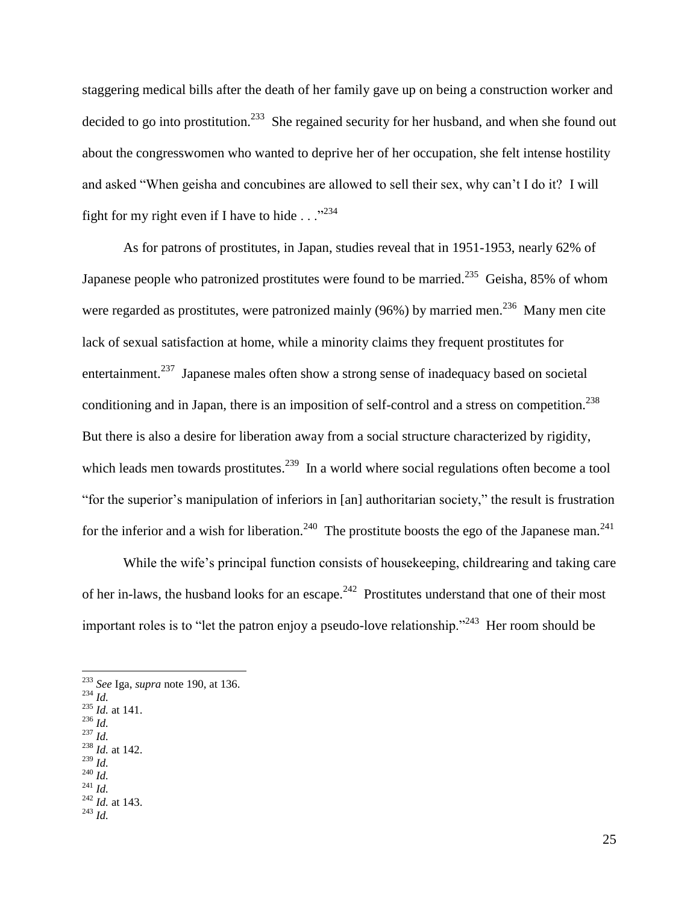staggering medical bills after the death of her family gave up on being a construction worker and decided to go into prostitution.[233] She regained security for her husband, and when she found out about the congresswomen who wanted to deprive her of her occupation, she felt intense hostility and asked "When geisha and concubines are allowed to sell their sex, why can't I do it? I will fight for my right even if I have to hide . . ."[234]

As for patrons of prostitutes, in Japan, studies reveal that in 1951-1953, nearly 62% of Japanese people who patronized prostitutes were found to be married.[235] Geisha, 85% of whom were regarded as prostitutes, were patronized mainly (96%) by married men.[236] Many men cite lack of sexual satisfaction at home, while a minority claims they frequent prostitutes for entertainment.[237] Japanese males often show a strong sense of inadequacy based on societal conditioning and in Japan, there is an imposition of self-control and a stress on competition.[238] But there is also a desire for liberation away from a social structure characterized by rigidity, which leads men towards prostitutes.[239] In a world where social regulations often become a tool "for the superior's manipulation of inferiors in [an] authoritarian society," the result is frustration for the inferior and a wish for liberation.[240] The prostitute boosts the ego of the Japanese man.[241]

While the wife's principal function consists of housekeeping, childrearing and taking care of her in-laws, the husband looks for an escape.[242] Prostitutes understand that one of their most important roles is to "let the patron enjoy a pseudo-love relationship."[243] Her room should be

---

[233] *See* Iga, *supra* note 190, at 136.
[234] *Id.*
[235] *Id.* at 141.
[236] *Id.*
[237] *Id.*
[238] *Id.* at 142.
[239] *Id.*
[240] *Id.*
[241] *Id.*
[242] *Id.* at 143.
[243] *Id.*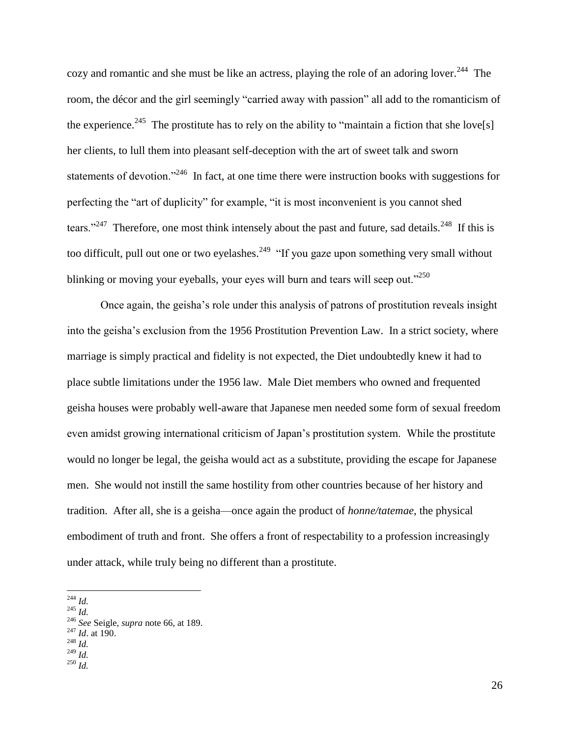cozy and romantic and she must be like an actress, playing the role of an adoring lover.[244] The room, the décor and the girl seemingly "carried away with passion" all add to the romanticism of the experience.[245] The prostitute has to rely on the ability to "maintain a fiction that she love[s] her clients, to lull them into pleasant self-deception with the art of sweet talk and sworn statements of devotion."[246] In fact, at one time there were instruction books with suggestions for perfecting the "art of duplicity" for example, "it is most inconvenient is you cannot shed tears."[247] Therefore, one most think intensely about the past and future, sad details.[248] If this is too difficult, pull out one or two eyelashes.[249] "If you gaze upon something very small without blinking or moving your eyeballs, your eyes will burn and tears will seep out."[250]

Once again, the geisha's role under this analysis of patrons of prostitution reveals insight into the geisha's exclusion from the 1956 Prostitution Prevention Law. In a strict society, where marriage is simply practical and fidelity is not expected, the Diet undoubtedly knew it had to place subtle limitations under the 1956 law. Male Diet members who owned and frequented geisha houses were probably well-aware that Japanese men needed some form of sexual freedom even amidst growing international criticism of Japan's prostitution system. While the prostitute would no longer be legal, the geisha would act as a substitute, providing the escape for Japanese men. She would not instill the same hostility from other countries because of her history and tradition. After all, she is a geisha—once again the product of *honne/tatemae*, the physical embodiment of truth and front. She offers a front of respectability to a profession increasingly under attack, while truly being no different than a prostitute.

---

[244] *Id.*
[245] *Id.*
[246] *See* Seigle, *supra* note 66, at 189.
[247] *Id*. at 190.
[248] *Id.*
[249] *Id.*
[250] *Id.*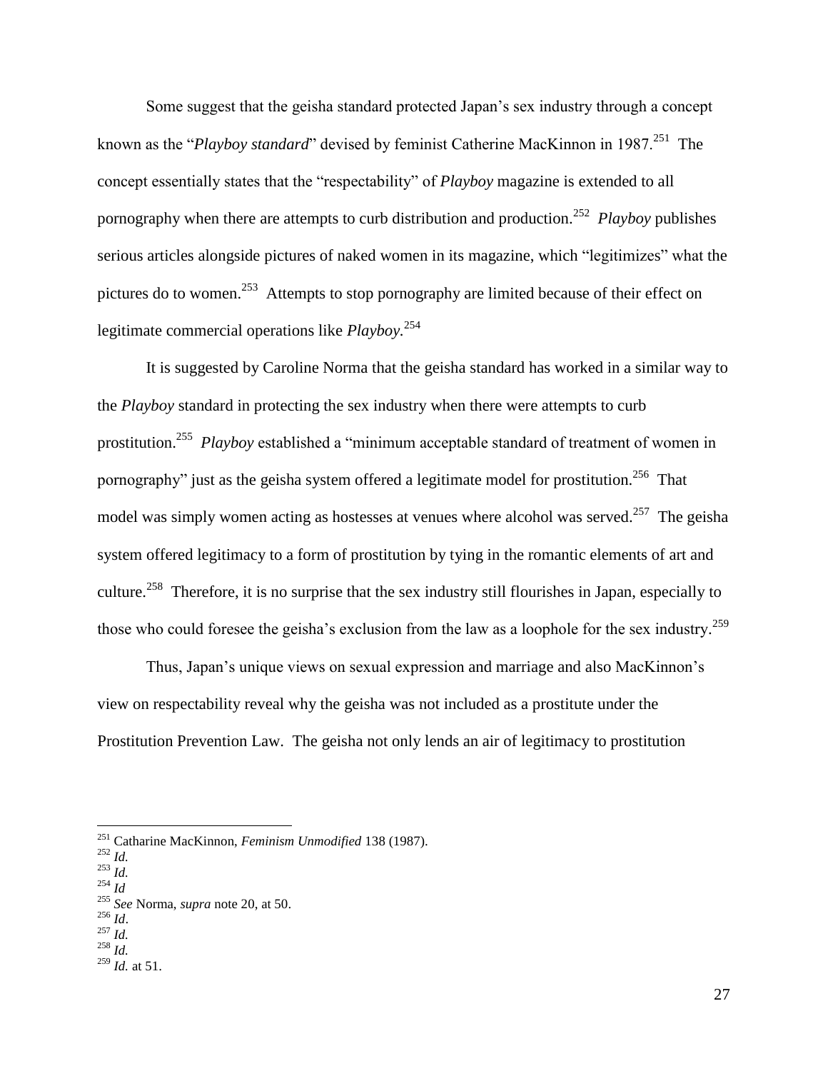Some suggest that the geisha standard protected Japan's sex industry through a concept known as the "*Playboy standard*" devised by feminist Catherine MacKinnon in 1987.[251] The concept essentially states that the "respectability" of *Playboy* magazine is extended to all pornography when there are attempts to curb distribution and production.[252] *Playboy* publishes serious articles alongside pictures of naked women in its magazine, which "legitimizes" what the pictures do to women.[253] Attempts to stop pornography are limited because of their effect on legitimate commercial operations like *Playboy.*[254]

It is suggested by Caroline Norma that the geisha standard has worked in a similar way to the *Playboy* standard in protecting the sex industry when there were attempts to curb prostitution.[255] *Playboy* established a "minimum acceptable standard of treatment of women in pornography" just as the geisha system offered a legitimate model for prostitution.[256] That model was simply women acting as hostesses at venues where alcohol was served.[257] The geisha system offered legitimacy to a form of prostitution by tying in the romantic elements of art and culture.[258] Therefore, it is no surprise that the sex industry still flourishes in Japan, especially to those who could foresee the geisha's exclusion from the law as a loophole for the sex industry.[259]

Thus, Japan's unique views on sexual expression and marriage and also MacKinnon's view on respectability reveal why the geisha was not included as a prostitute under the Prostitution Prevention Law. The geisha not only lends an air of legitimacy to prostitution

---

[251] Catharine MacKinnon, *Feminism Unmodified* 138 (1987).
[252] *Id.*
[253] *Id.*
[254] *Id*
[255] *See* Norma, *supra* note 20, at 50.
[256] *Id*.
[257] *Id.*
[258] *Id.*
[259] *Id.* at 51.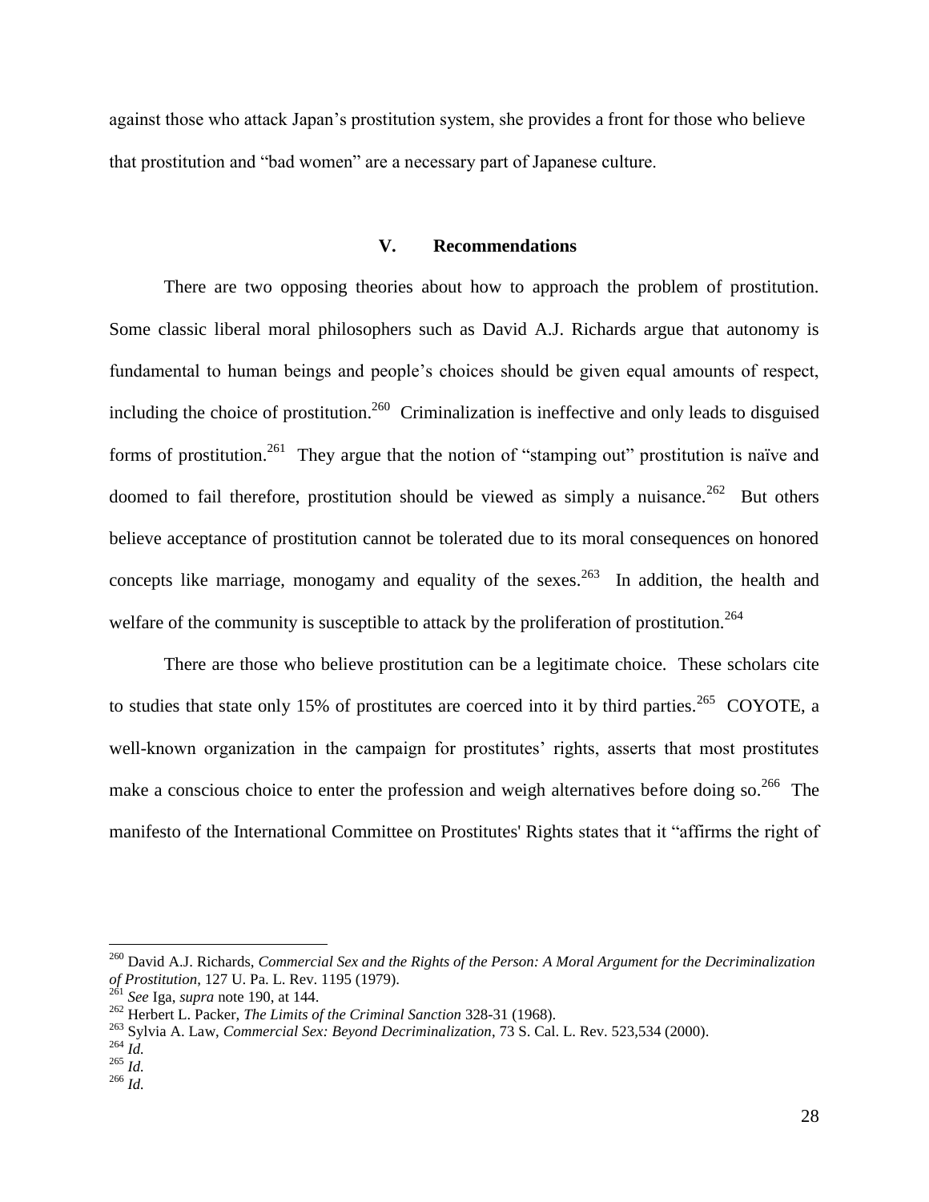against those who attack Japan's prostitution system, she provides a front for those who believe that prostitution and "bad women" are a necessary part of Japanese culture.

## V. Recommendations

There are two opposing theories about how to approach the problem of prostitution. Some classic liberal moral philosophers such as David A.J. Richards argue that autonomy is fundamental to human beings and people's choices should be given equal amounts of respect, including the choice of prostitution.[260] Criminalization is ineffective and only leads to disguised forms of prostitution.[261] They argue that the notion of "stamping out" prostitution is naïve and doomed to fail therefore, prostitution should be viewed as simply a nuisance.[262] But others believe acceptance of prostitution cannot be tolerated due to its moral consequences on honored concepts like marriage, monogamy and equality of the sexes.[263] In addition, the health and welfare of the community is susceptible to attack by the proliferation of prostitution.[264]

There are those who believe prostitution can be a legitimate choice. These scholars cite to studies that state only 15% of prostitutes are coerced into it by third parties.[265] COYOTE, a well-known organization in the campaign for prostitutes' rights, asserts that most prostitutes make a conscious choice to enter the profession and weigh alternatives before doing so.[266] The manifesto of the International Committee on Prostitutes' Rights states that it "affirms the right of

---

[260] David A.J. Richards, *Commercial Sex and the Rights of the Person: A Moral Argument for the Decriminalization of Prostitution*, 127 U. Pa. L. Rev. 1195 (1979).

[261] *See* Iga, *supra* note 190, at 144.

[262] Herbert L. Packer, *The Limits of the Criminal Sanction* 328-31 (1968).

[263] Sylvia A. Law, *Commercial Sex: Beyond Decriminalization*, 73 S. Cal. L. Rev. 523,534 (2000).

[264] *Id.*

[265] *Id.*

[266] *Id.*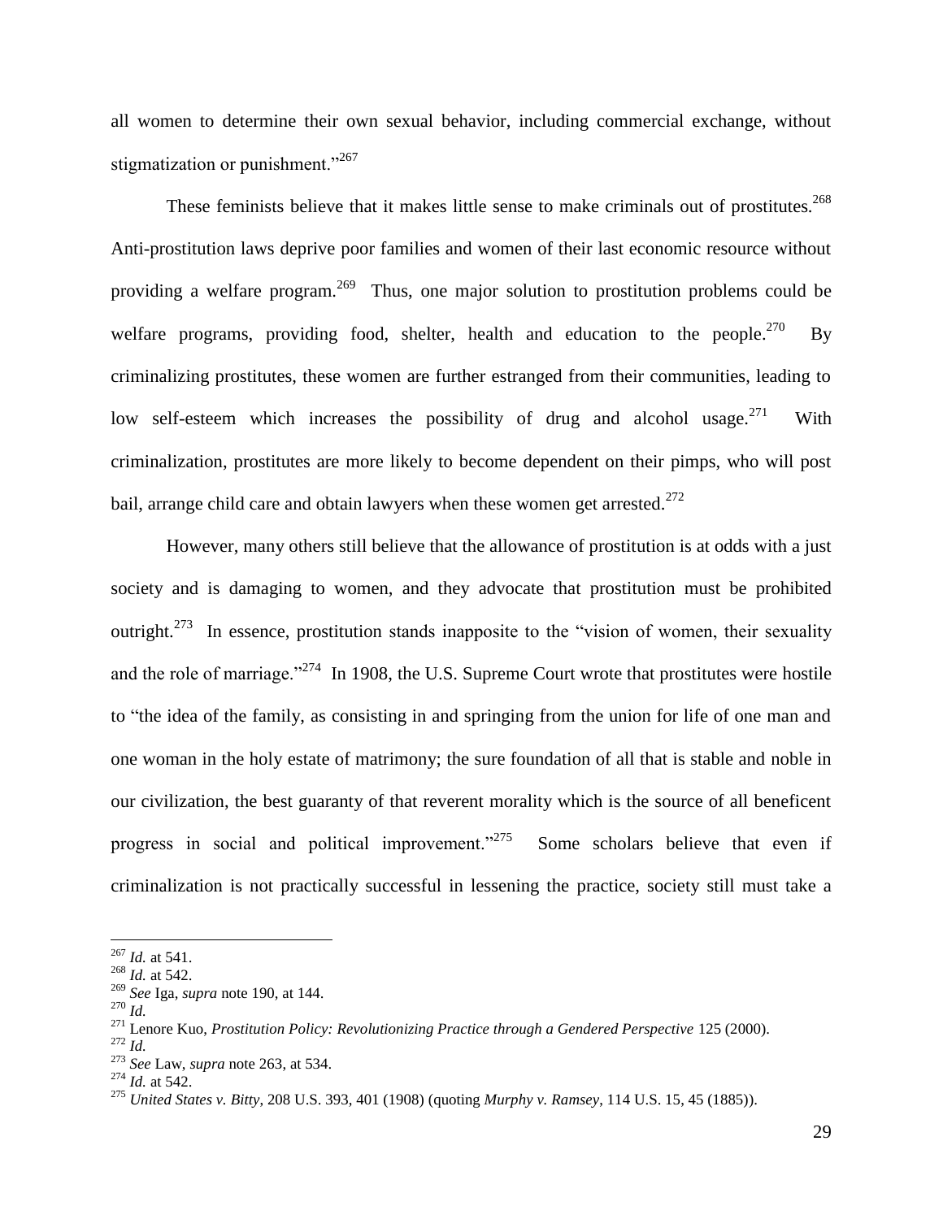all women to determine their own sexual behavior, including commercial exchange, without stigmatization or punishment."[267]

These feminists believe that it makes little sense to make criminals out of prostitutes.[268] Anti-prostitution laws deprive poor families and women of their last economic resource without providing a welfare program.[269] Thus, one major solution to prostitution problems could be welfare programs, providing food, shelter, health and education to the people.[270] By criminalizing prostitutes, these women are further estranged from their communities, leading to low self-esteem which increases the possibility of drug and alcohol usage.[271] With criminalization, prostitutes are more likely to become dependent on their pimps, who will post bail, arrange child care and obtain lawyers when these women get arrested.[272]

However, many others still believe that the allowance of prostitution is at odds with a just society and is damaging to women, and they advocate that prostitution must be prohibited outright.[273] In essence, prostitution stands inapposite to the "vision of women, their sexuality and the role of marriage."[274] In 1908, the U.S. Supreme Court wrote that prostitutes were hostile to "the idea of the family, as consisting in and springing from the union for life of one man and one woman in the holy estate of matrimony; the sure foundation of all that is stable and noble in our civilization, the best guaranty of that reverent morality which is the source of all beneficent progress in social and political improvement."[275] Some scholars believe that even if criminalization is not practically successful in lessening the practice, society still must take a

---

[267] *Id.* at 541.
[268] *Id.* at 542.
[269] *See* Iga, *supra* note 190, at 144.
[270] *Id.*
[271] Lenore Kuo, *Prostitution Policy: Revolutionizing Practice through a Gendered Perspective* 125 (2000).
[272] *Id.*
[273] *See* Law, *supra* note 263, at 534.
[274] *Id.* at 542.
[275] *United States v. Bitty*, 208 U.S. 393, 401 (1908) (quoting *Murphy v. Ramsey*, 114 U.S. 15, 45 (1885)).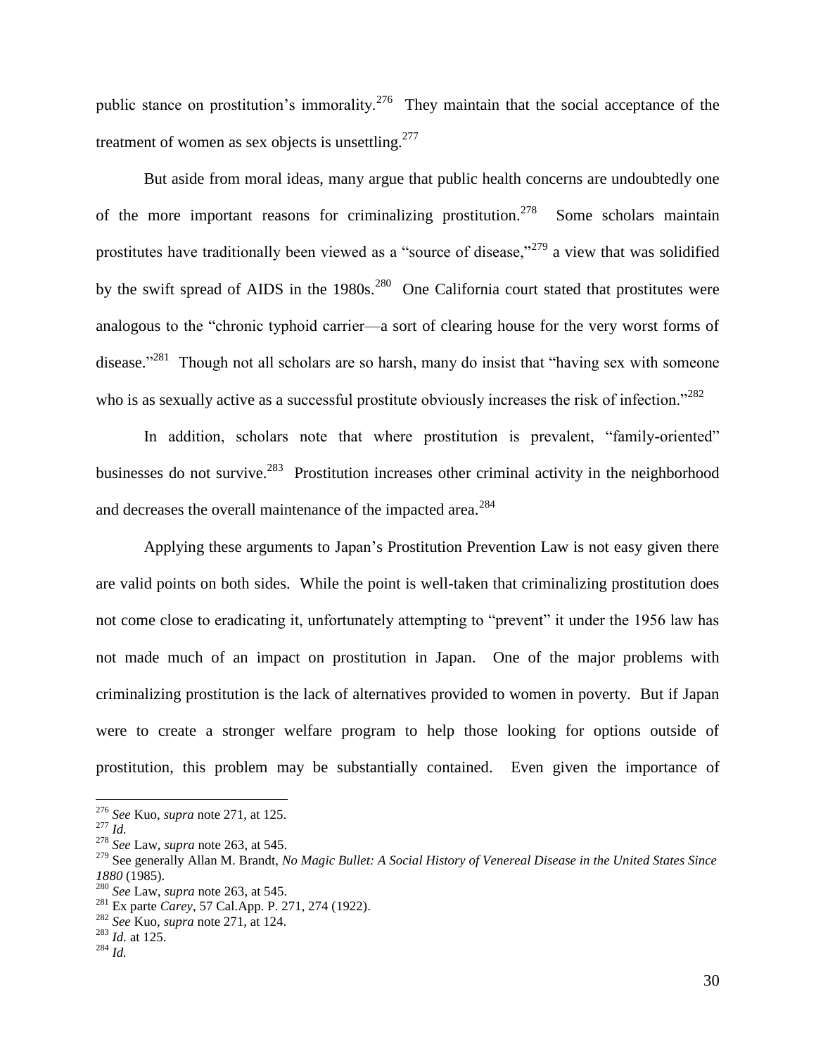public stance on prostitution's immorality.[276] They maintain that the social acceptance of the treatment of women as sex objects is unsettling.[277]

But aside from moral ideas, many argue that public health concerns are undoubtedly one of the more important reasons for criminalizing prostitution.[278] Some scholars maintain prostitutes have traditionally been viewed as a "source of disease,"[279] a view that was solidified by the swift spread of AIDS in the 1980s.[280] One California court stated that prostitutes were analogous to the "chronic typhoid carrier—a sort of clearing house for the very worst forms of disease."[281] Though not all scholars are so harsh, many do insist that "having sex with someone who is as sexually active as a successful prostitute obviously increases the risk of infection."[282]

In addition, scholars note that where prostitution is prevalent, "family-oriented" businesses do not survive.[283] Prostitution increases other criminal activity in the neighborhood and decreases the overall maintenance of the impacted area.[284]

Applying these arguments to Japan's Prostitution Prevention Law is not easy given there are valid points on both sides. While the point is well-taken that criminalizing prostitution does not come close to eradicating it, unfortunately attempting to "prevent" it under the 1956 law has not made much of an impact on prostitution in Japan. One of the major problems with criminalizing prostitution is the lack of alternatives provided to women in poverty. But if Japan were to create a stronger welfare program to help those looking for options outside of prostitution, this problem may be substantially contained. Even given the importance of

---

[276] *See* Kuo, *supra* note 271, at 125.
[277] *Id.*
[278] *See* Law, *supra* note 263, at 545.
[279] See generally Allan M. Brandt, *No Magic Bullet: A Social History of Venereal Disease in the United States Since 1880* (1985).
[280] *See* Law, *supra* note 263, at 545.
[281] Ex parte *Carey*, 57 Cal.App. P. 271, 274 (1922).
[282] *See* Kuo, *supra* note 271, at 124.
[283] *Id.* at 125.
[284] *Id.*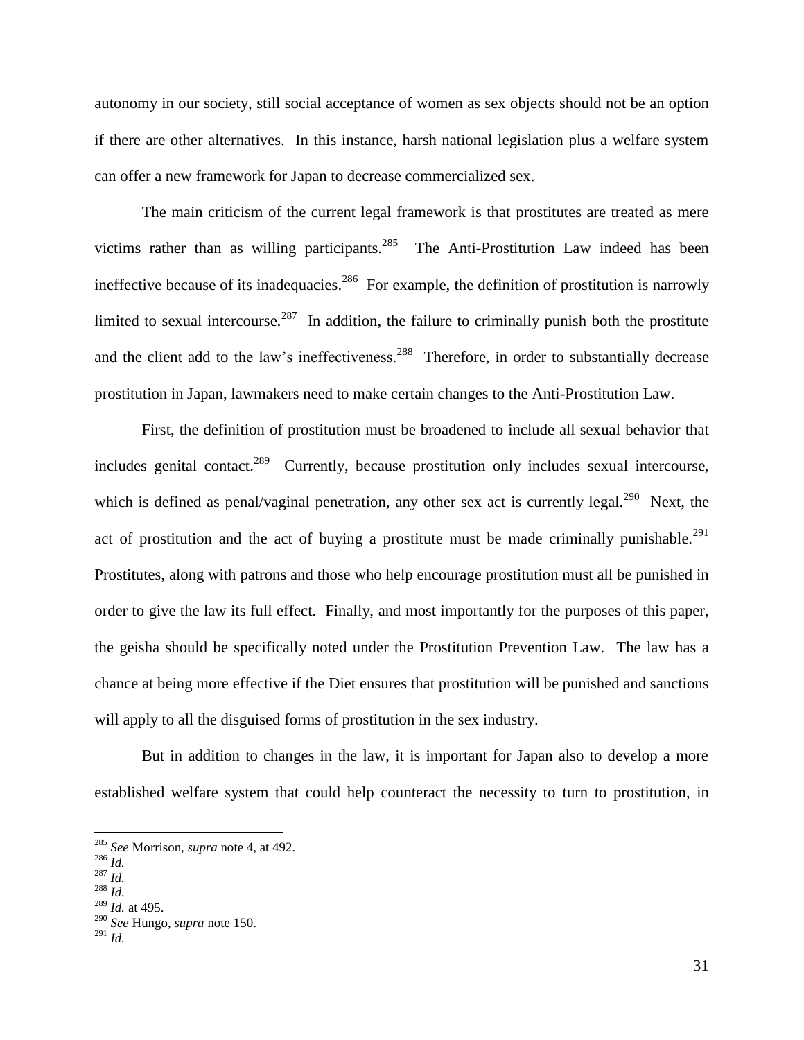autonomy in our society, still social acceptance of women as sex objects should not be an option if there are other alternatives. In this instance, harsh national legislation plus a welfare system can offer a new framework for Japan to decrease commercialized sex.

The main criticism of the current legal framework is that prostitutes are treated as mere victims rather than as willing participants.[285] The Anti-Prostitution Law indeed has been ineffective because of its inadequacies.[286] For example, the definition of prostitution is narrowly limited to sexual intercourse.[287] In addition, the failure to criminally punish both the prostitute and the client add to the law's ineffectiveness.[288] Therefore, in order to substantially decrease prostitution in Japan, lawmakers need to make certain changes to the Anti-Prostitution Law.

First, the definition of prostitution must be broadened to include all sexual behavior that includes genital contact.[289] Currently, because prostitution only includes sexual intercourse, which is defined as penal/vaginal penetration, any other sex act is currently legal.[290] Next, the act of prostitution and the act of buying a prostitute must be made criminally punishable.[291] Prostitutes, along with patrons and those who help encourage prostitution must all be punished in order to give the law its full effect. Finally, and most importantly for the purposes of this paper, the geisha should be specifically noted under the Prostitution Prevention Law. The law has a chance at being more effective if the Diet ensures that prostitution will be punished and sanctions will apply to all the disguised forms of prostitution in the sex industry.

But in addition to changes in the law, it is important for Japan also to develop a more established welfare system that could help counteract the necessity to turn to prostitution, in

---

[285] *See* Morrison, *supra* note 4, at 492.
[286] *Id.*
[287] *Id.*
[288] *Id.*
[289] *Id.* at 495.
[290] *See* Hungo, *supra* note 150.
[291] *Id.*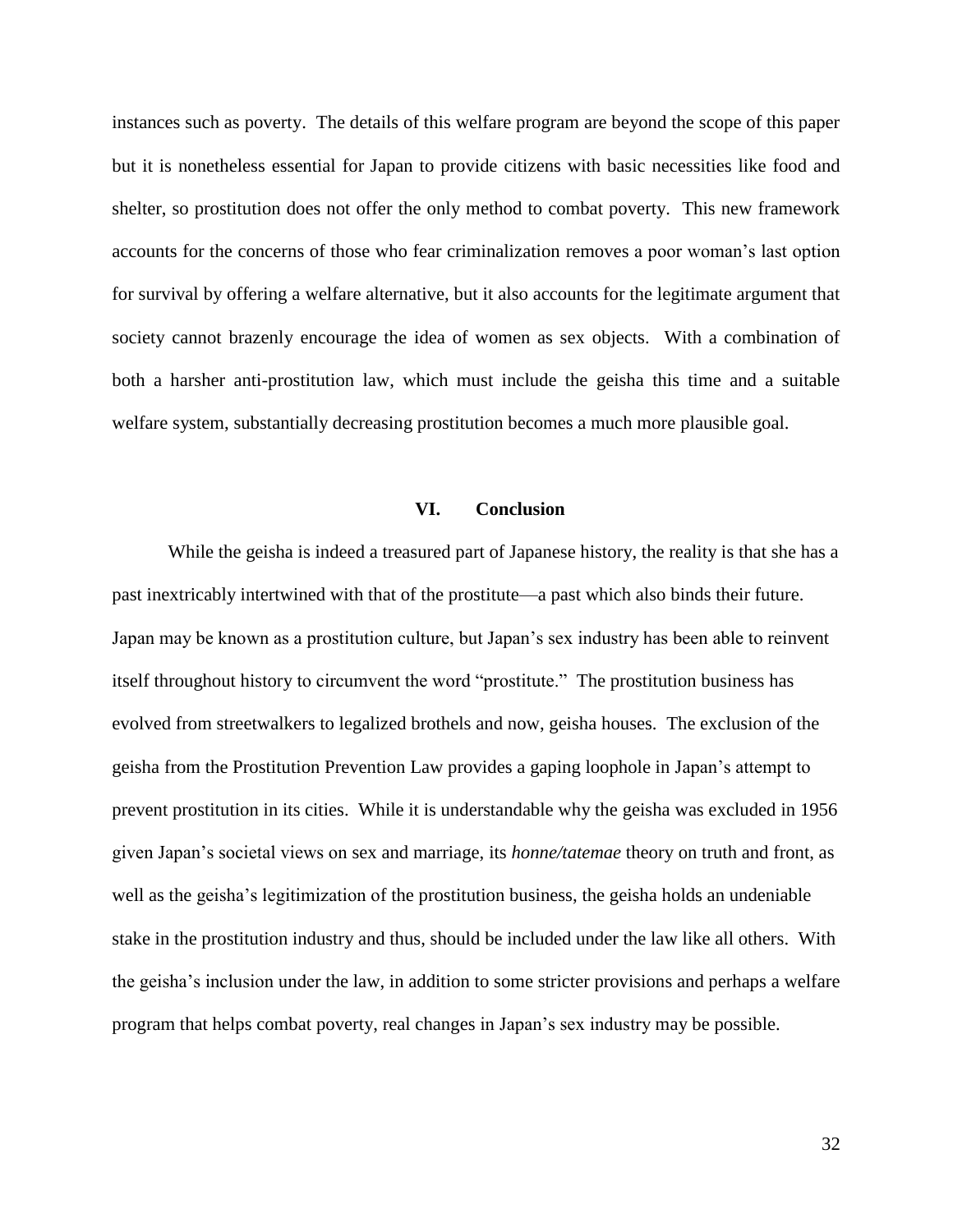instances such as poverty. The details of this welfare program are beyond the scope of this paper but it is nonetheless essential for Japan to provide citizens with basic necessities like food and shelter, so prostitution does not offer the only method to combat poverty. This new framework accounts for the concerns of those who fear criminalization removes a poor woman's last option for survival by offering a welfare alternative, but it also accounts for the legitimate argument that society cannot brazenly encourage the idea of women as sex objects. With a combination of both a harsher anti-prostitution law, which must include the geisha this time and a suitable welfare system, substantially decreasing prostitution becomes a much more plausible goal.

## VI. Conclusion

While the geisha is indeed a treasured part of Japanese history, the reality is that she has a past inextricably intertwined with that of the prostitute—a past which also binds their future. Japan may be known as a prostitution culture, but Japan's sex industry has been able to reinvent itself throughout history to circumvent the word "prostitute." The prostitution business has evolved from streetwalkers to legalized brothels and now, geisha houses. The exclusion of the geisha from the Prostitution Prevention Law provides a gaping loophole in Japan's attempt to prevent prostitution in its cities. While it is understandable why the geisha was excluded in 1956 given Japan's societal views on sex and marriage, its *honne/tatemae* theory on truth and front, as well as the geisha's legitimization of the prostitution business, the geisha holds an undeniable stake in the prostitution industry and thus, should be included under the law like all others. With the geisha's inclusion under the law, in addition to some stricter provisions and perhaps a welfare program that helps combat poverty, real changes in Japan's sex industry may be possible.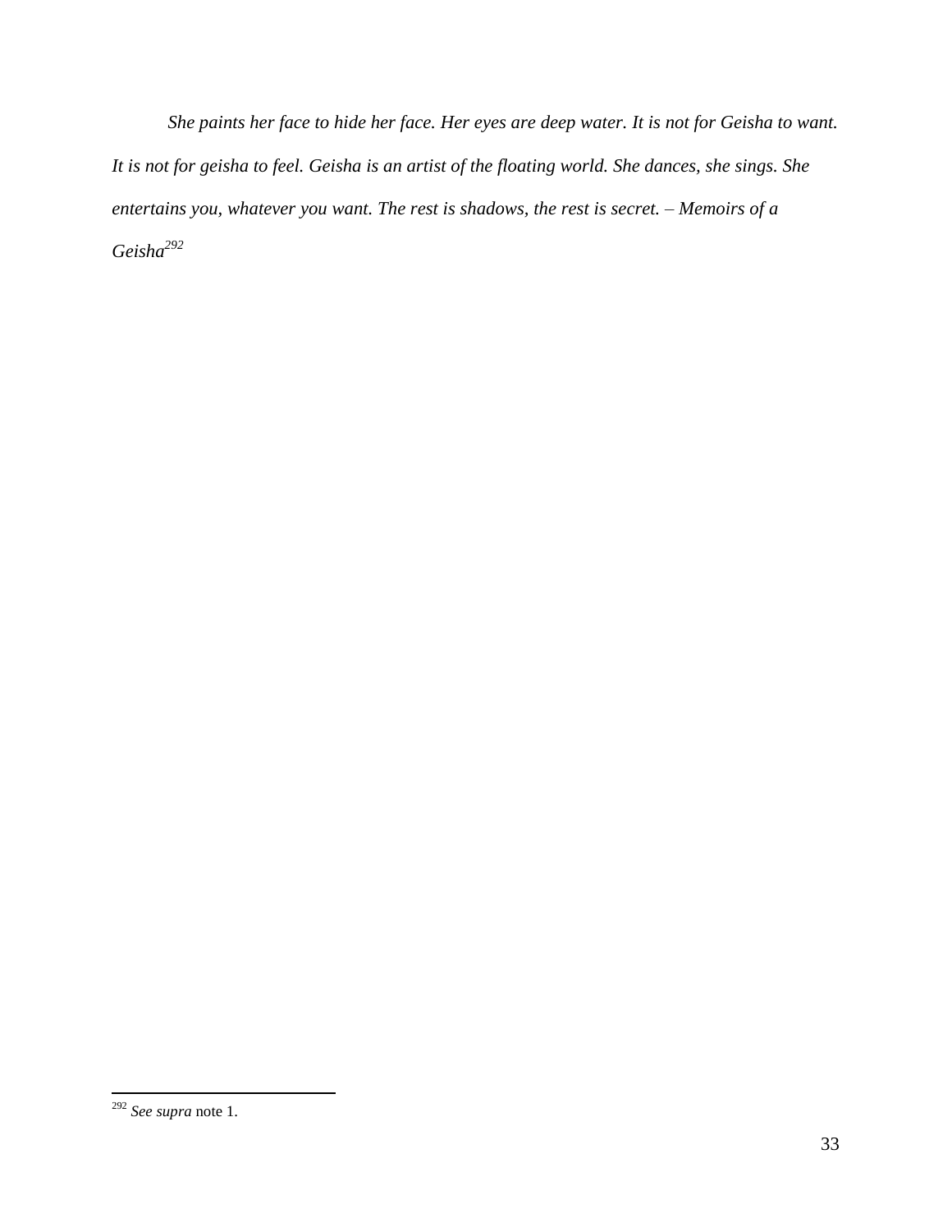*She paints her face to hide her face. Her eyes are deep water. It is not for Geisha to want. It is not for geisha to feel. Geisha is an artist of the floating world. She dances, she sings. She entertains you, whatever you want. The rest is shadows, the rest is secret. – Memoirs of a Geisha*[292]

[292] *See supra* note 1.